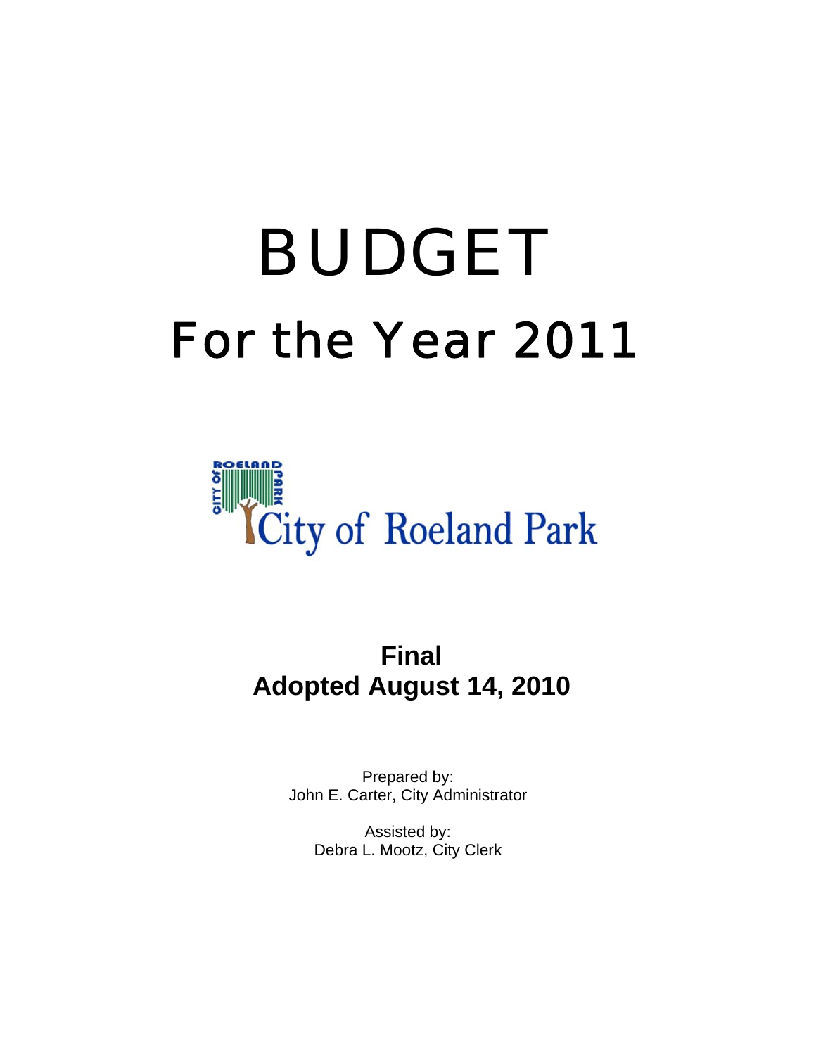# BUDGET

## For the Year 2011

City of Roeland Park

**Final**
**Adopted August 14, 2010**

Prepared by:
John E. Carter, City Administrator

Assisted by:
Debra L. Mootz, City Clerk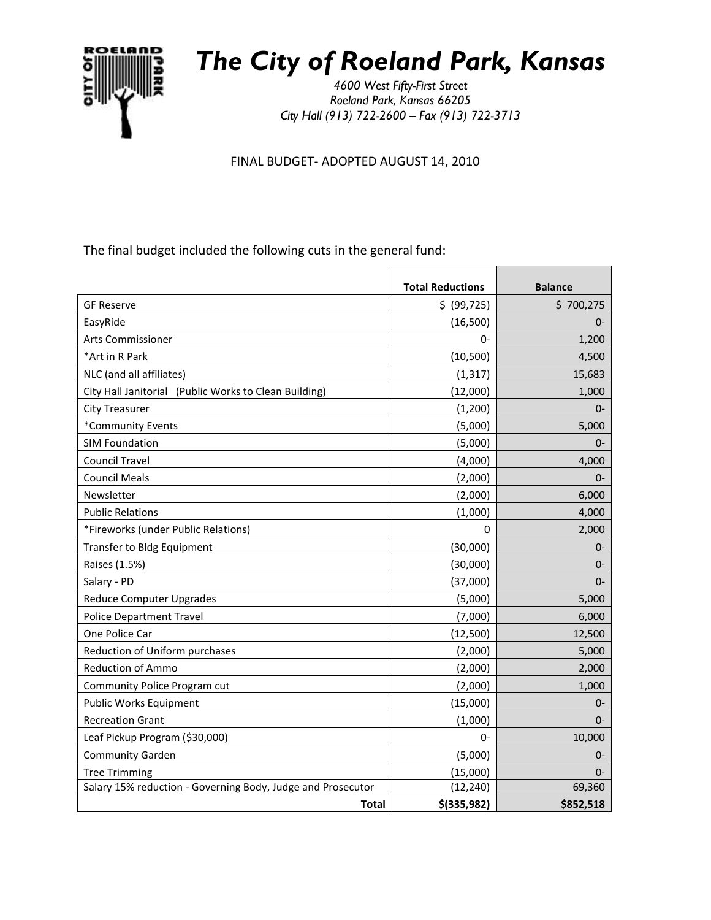# The City of Roeland Park, Kansas

*4600 West Fifty-First Street*
*Roeland Park, Kansas 66205*
*City Hall (913) 722-2600 – Fax (913) 722-3713*

FINAL BUDGET- ADOPTED AUGUST 14, 2010

The final budget included the following cuts in the general fund:

| | Total Reductions | Balance |
|---|---|---|
| GF Reserve | $ (99,725) | $ 700,275 |
| EasyRide | (16,500) | 0- |
| Arts Commissioner | 0- | 1,200 |
| *Art in R Park | (10,500) | 4,500 |
| NLC (and all affiliates) | (1,317) | 15,683 |
| City Hall Janitorial (Public Works to Clean Building) | (12,000) | 1,000 |
| City Treasurer | (1,200) | 0- |
| *Community Events | (5,000) | 5,000 |
| SIM Foundation | (5,000) | 0- |
| Council Travel | (4,000) | 4,000 |
| Council Meals | (2,000) | 0- |
| Newsletter | (2,000) | 6,000 |
| Public Relations | (1,000) | 4,000 |
| *Fireworks (under Public Relations) | 0 | 2,000 |
| Transfer to Bldg Equipment | (30,000) | 0- |
| Raises (1.5%) | (30,000) | 0- |
| Salary - PD | (37,000) | 0- |
| Reduce Computer Upgrades | (5,000) | 5,000 |
| Police Department Travel | (7,000) | 6,000 |
| One Police Car | (12,500) | 12,500 |
| Reduction of Uniform purchases | (2,000) | 5,000 |
| Reduction of Ammo | (2,000) | 2,000 |
| Community Police Program cut | (2,000) | 1,000 |
| Public Works Equipment | (15,000) | 0- |
| Recreation Grant | (1,000) | 0- |
| Leaf Pickup Program ($30,000) | 0- | 10,000 |
| Community Garden | (5,000) | 0- |
| Tree Trimming | (15,000) | 0- |
| Salary 15% reduction - Governing Body, Judge and Prosecutor | (12,240) | 69,360 |
| **Total** | **$(335,982)** | **$852,518** |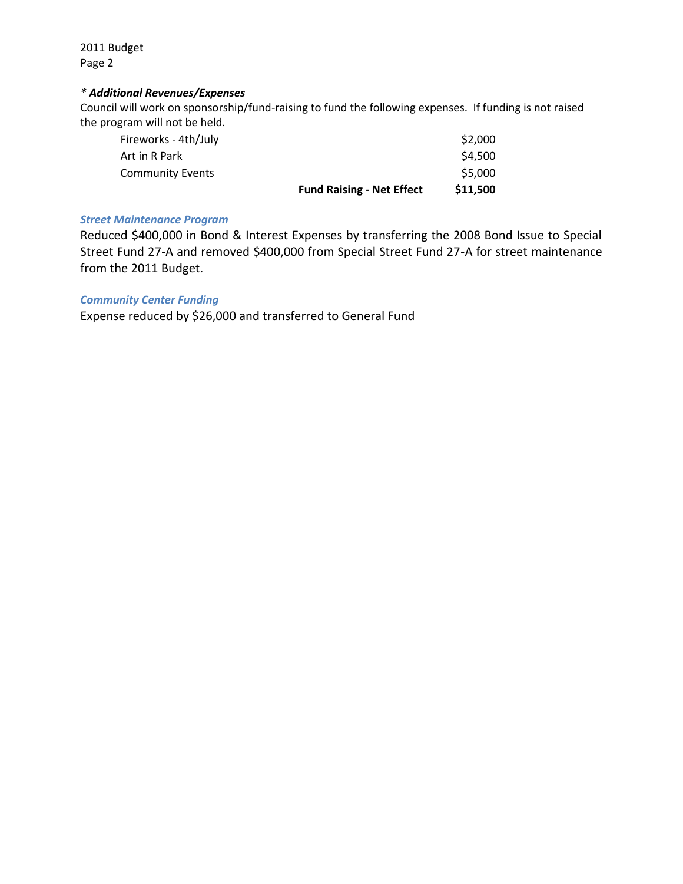### *\* Additional Revenues/Expenses*

Council will work on sponsorship/fund-raising to fund the following expenses. If funding is not raised the program will not be held.

| | | |
|---|---|---|
| Fireworks - 4th/July | | $2,000 |
| Art in R Park | | $4,500 |
| Community Events | | $5,000 |
| | **Fund Raising - Net Effect** | **$11,500** |

### *Street Maintenance Program*

Reduced $400,000 in Bond & Interest Expenses by transferring the 2008 Bond Issue to Special Street Fund 27-A and removed $400,000 from Special Street Fund 27-A for street maintenance from the 2011 Budget.

### *Community Center Funding*

Expense reduced by $26,000 and transferred to General Fund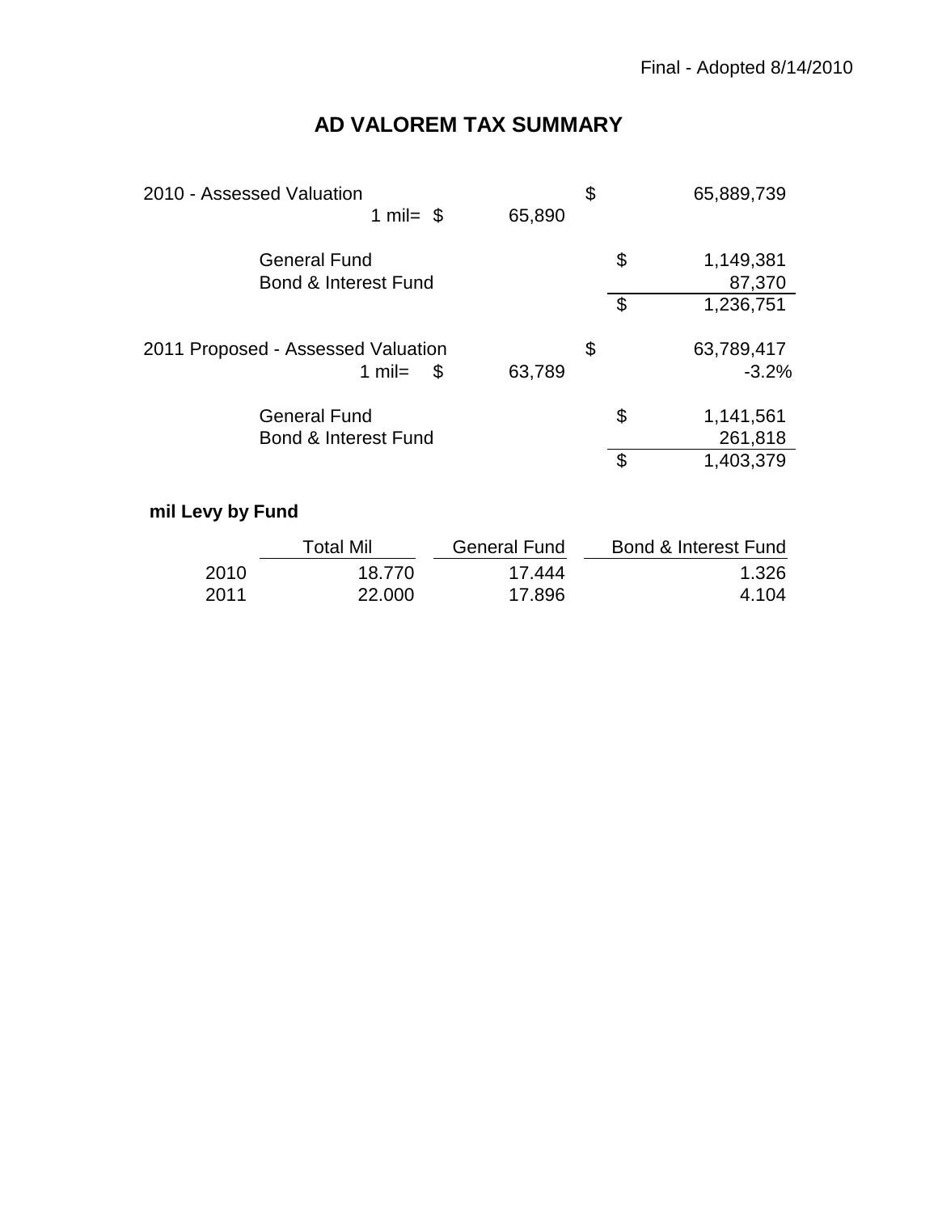Final - Adopted 8/14/2010

# AD VALOREM TAX SUMMARY

| | | | |
|---|---|---|---|
| 2010 - Assessed Valuation | | $ | 65,889,739 |
| 1 mil= $ | 65,890 | | |
| General Fund | | $ | 1,149,381 |
| Bond & Interest Fund | | | 87,370 |
| | | $ | 1,236,751 |
| 2011 Proposed - Assessed Valuation | | $ | 63,789,417 |
| 1 mil= $ | 63,789 | | -3.2% |
| General Fund | | $ | 1,141,561 |
| Bond & Interest Fund | | | 261,818 |
| | | $ | 1,403,379 |

**mil Levy by Fund**

| | Total Mil | General Fund | Bond & Interest Fund |
|---|---|---|---|
| 2010 | 18.770 | 17.444 | 1.326 |
| 2011 | 22.000 | 17.896 | 4.104 |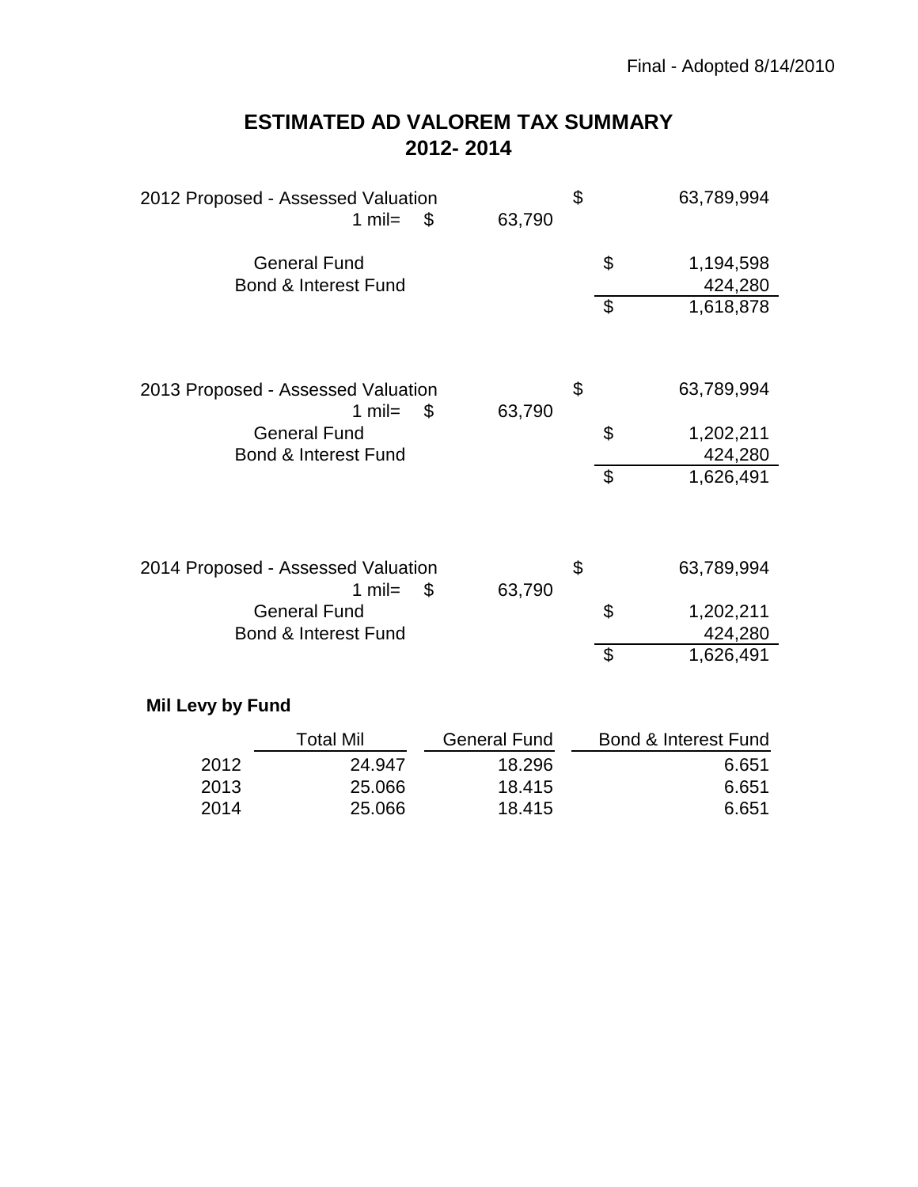Final - Adopted 8/14/2010

# ESTIMATED AD VALOREM TAX SUMMARY
# 2012- 2014

| | | | |
|---|---|---|---|
| 2012 Proposed - Assessed Valuation | | $ | 63,789,994 |
| 1 mil= | $ 63,790 | | |
| General Fund | | $ | 1,194,598 |
| Bond & Interest Fund | | | 424,280 |
| | | $ | 1,618,878 |

| | | | |
|---|---|---|---|
| 2013 Proposed - Assessed Valuation | | $ | 63,789,994 |
| 1 mil= | $ 63,790 | | |
| General Fund | | $ | 1,202,211 |
| Bond & Interest Fund | | | 424,280 |
| | | $ | 1,626,491 |

| | | | |
|---|---|---|---|
| 2014 Proposed - Assessed Valuation | | $ | 63,789,994 |
| 1 mil= | $ 63,790 | | |
| General Fund | | $ | 1,202,211 |
| Bond & Interest Fund | | | 424,280 |
| | | $ | 1,626,491 |

**Mil Levy by Fund**

| | Total Mil | General Fund | Bond & Interest Fund |
|---|---|---|---|
| 2012 | 24.947 | 18.296 | 6.651 |
| 2013 | 25.066 | 18.415 | 6.651 |
| 2014 | 25.066 | 18.415 | 6.651 |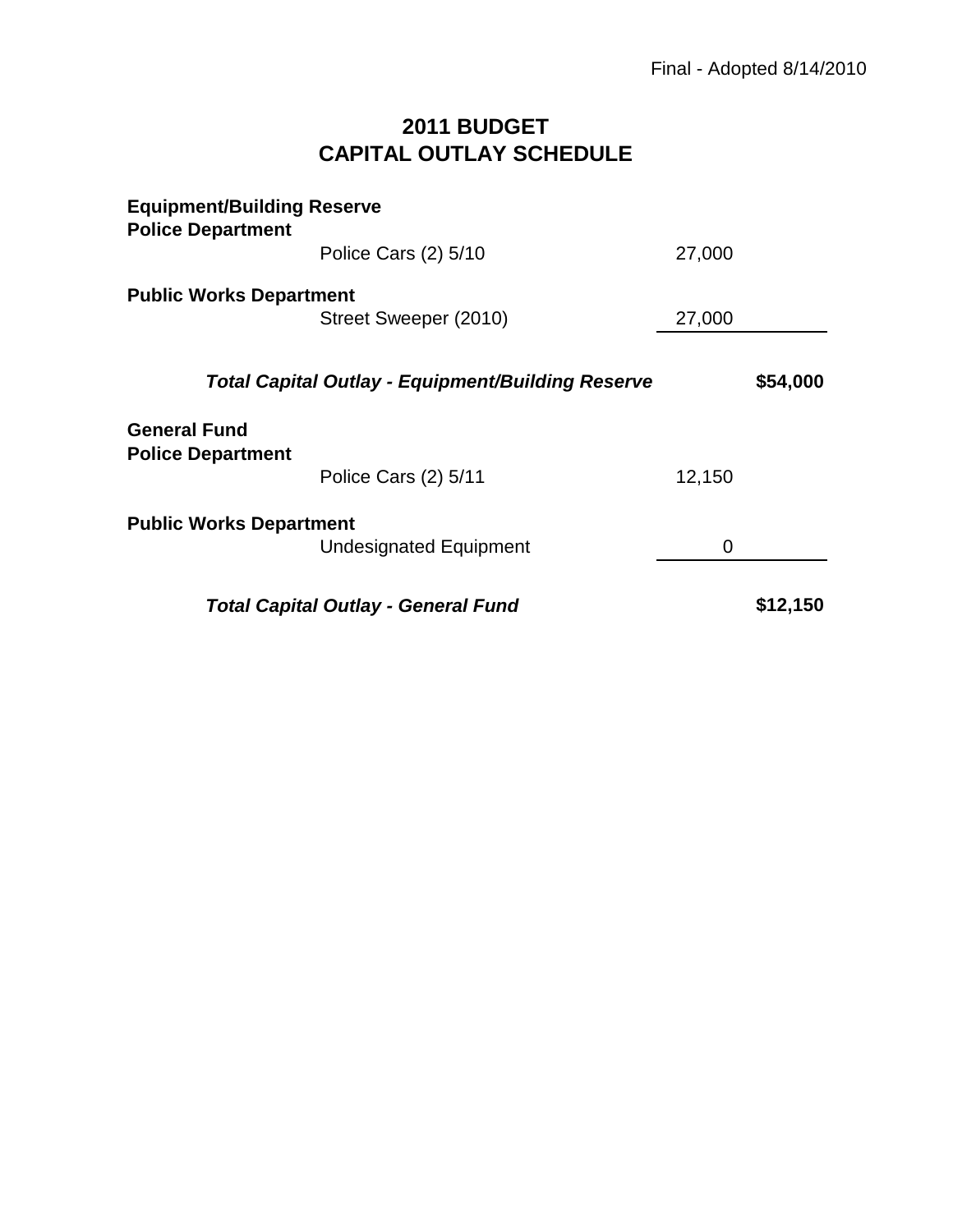Final - Adopted 8/14/2010

# 2011 BUDGET
# CAPITAL OUTLAY SCHEDULE

| | | | |
|---|---|---|---|
| **Equipment/Building Reserve** | | | |
| **Police Department** | | | |
| | Police Cars (2) 5/10 | 27,000 | |
| **Public Works Department** | | | |
| | Street Sweeper (2010) | 27,000 | |
| | ***Total Capital Outlay - Equipment/Building Reserve*** | | **$54,000** |
| **General Fund** | | | |
| **Police Department** | | | |
| | Police Cars (2) 5/11 | 12,150 | |
| **Public Works Department** | | | |
| | Undesignated Equipment | 0 | |
| | ***Total Capital Outlay - General Fund*** | | **$12,150** |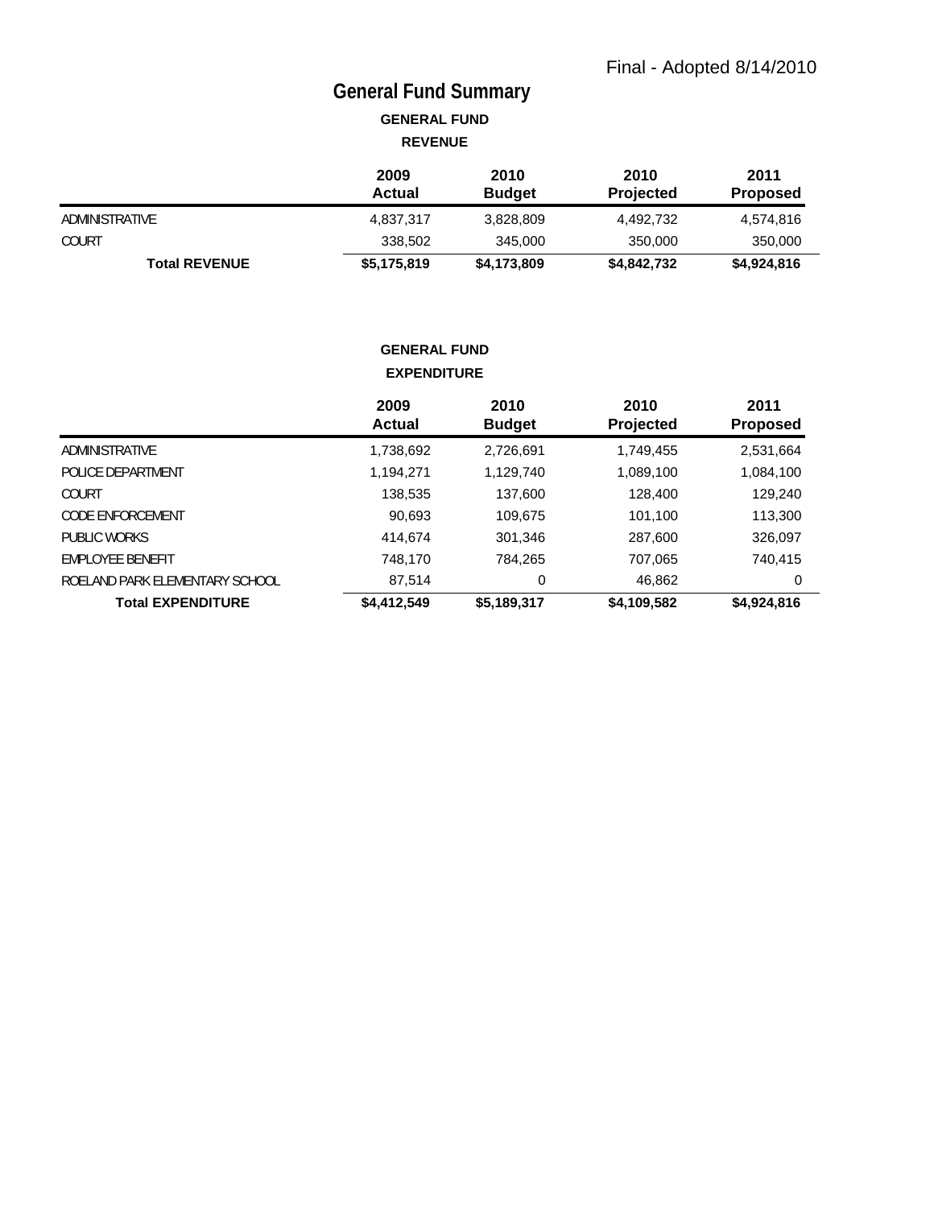Final - Adopted 8/14/2010

# General Fund Summary

### GENERAL FUND

### REVENUE

| | 2009 Actual | 2010 Budget | 2010 Projected | 2011 Proposed |
|---|---|---|---|---|
| ADMINISTRATIVE | 4,837,317 | 3,828,809 | 4,492,732 | 4,574,816 |
| COURT | 338,502 | 345,000 | 350,000 | 350,000 |
| **Total REVENUE** | **$5,175,819** | **$4,173,809** | **$4,842,732** | **$4,924,816** |

### GENERAL FUND

### EXPENDITURE

| | 2009 Actual | 2010 Budget | 2010 Projected | 2011 Proposed |
|---|---|---|---|---|
| ADMINISTRATIVE | 1,738,692 | 2,726,691 | 1,749,455 | 2,531,664 |
| POLICE DEPARTMENT | 1,194,271 | 1,129,740 | 1,089,100 | 1,084,100 |
| COURT | 138,535 | 137,600 | 128,400 | 129,240 |
| CODE ENFORCEMENT | 90,693 | 109,675 | 101,100 | 113,300 |
| PUBLIC WORKS | 414,674 | 301,346 | 287,600 | 326,097 |
| EMPLOYEE BENEFIT | 748,170 | 784,265 | 707,065 | 740,415 |
| ROELAND PARK ELEMENTARY SCHOOL | 87,514 | 0 | 46,862 | 0 |
| **Total EXPENDITURE** | **$4,412,549** | **$5,189,317** | **$4,109,582** | **$4,924,816** |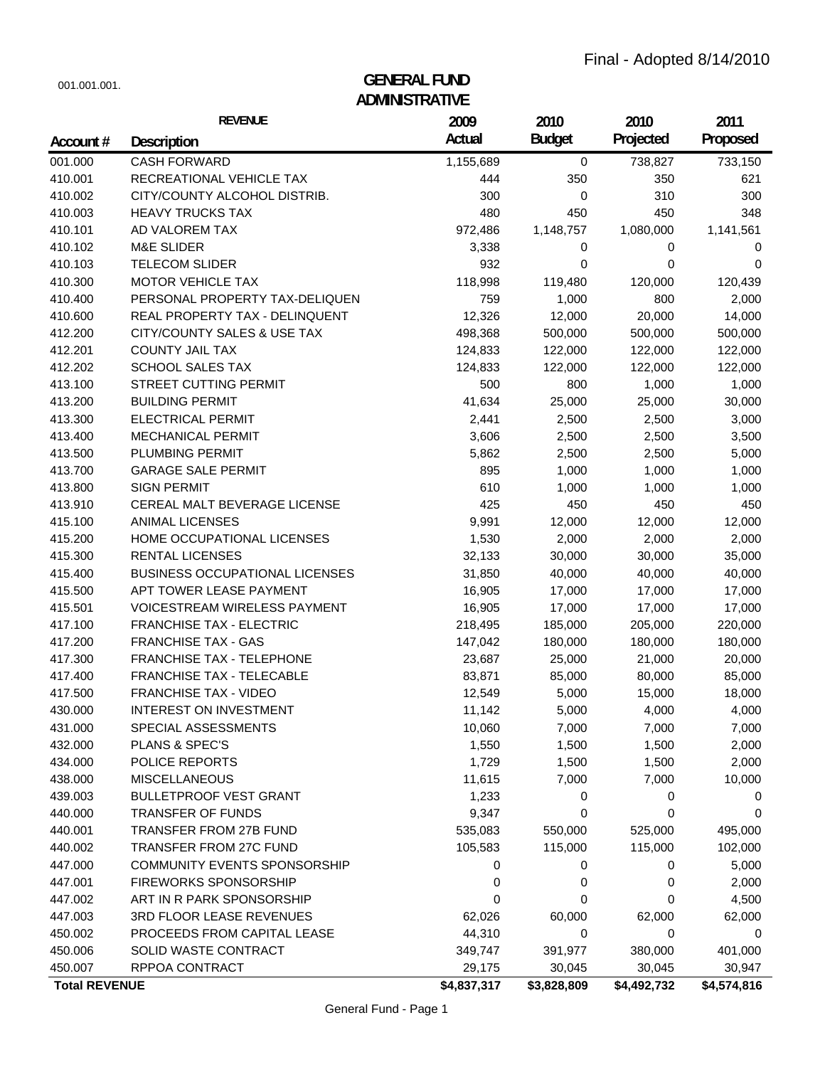Final - Adopted 8/14/2010

001.001.001.

# GENERAL FUND
## ADMINISTRATIVE

| Account # | REVENUE Description | 2009 Actual | 2010 Budget | 2010 Projected | 2011 Proposed |
|---|---|---|---|---|---|
| 001.000 | CASH FORWARD | 1,155,689 | 0 | 738,827 | 733,150 |
| 410.001 | RECREATIONAL VEHICLE TAX | 444 | 350 | 350 | 621 |
| 410.002 | CITY/COUNTY ALCOHOL DISTRIB. | 300 | 0 | 310 | 300 |
| 410.003 | HEAVY TRUCKS TAX | 480 | 450 | 450 | 348 |
| 410.101 | AD VALOREM TAX | 972,486 | 1,148,757 | 1,080,000 | 1,141,561 |
| 410.102 | M&E SLIDER | 3,338 | 0 | 0 | 0 |
| 410.103 | TELECOM SLIDER | 932 | 0 | 0 | 0 |
| 410.300 | MOTOR VEHICLE TAX | 118,998 | 119,480 | 120,000 | 120,439 |
| 410.400 | PERSONAL PROPERTY TAX-DELIQUEN | 759 | 1,000 | 800 | 2,000 |
| 410.600 | REAL PROPERTY TAX - DELINQUENT | 12,326 | 12,000 | 20,000 | 14,000 |
| 412.200 | CITY/COUNTY SALES & USE TAX | 498,368 | 500,000 | 500,000 | 500,000 |
| 412.201 | COUNTY JAIL TAX | 124,833 | 122,000 | 122,000 | 122,000 |
| 412.202 | SCHOOL SALES TAX | 124,833 | 122,000 | 122,000 | 122,000 |
| 413.100 | STREET CUTTING PERMIT | 500 | 800 | 1,000 | 1,000 |
| 413.200 | BUILDING PERMIT | 41,634 | 25,000 | 25,000 | 30,000 |
| 413.300 | ELECTRICAL PERMIT | 2,441 | 2,500 | 2,500 | 3,000 |
| 413.400 | MECHANICAL PERMIT | 3,606 | 2,500 | 2,500 | 3,500 |
| 413.500 | PLUMBING PERMIT | 5,862 | 2,500 | 2,500 | 5,000 |
| 413.700 | GARAGE SALE PERMIT | 895 | 1,000 | 1,000 | 1,000 |
| 413.800 | SIGN PERMIT | 610 | 1,000 | 1,000 | 1,000 |
| 413.910 | CEREAL MALT BEVERAGE LICENSE | 425 | 450 | 450 | 450 |
| 415.100 | ANIMAL LICENSES | 9,991 | 12,000 | 12,000 | 12,000 |
| 415.200 | HOME OCCUPATIONAL LICENSES | 1,530 | 2,000 | 2,000 | 2,000 |
| 415.300 | RENTAL LICENSES | 32,133 | 30,000 | 30,000 | 35,000 |
| 415.400 | BUSINESS OCCUPATIONAL LICENSES | 31,850 | 40,000 | 40,000 | 40,000 |
| 415.500 | APT TOWER LEASE PAYMENT | 16,905 | 17,000 | 17,000 | 17,000 |
| 415.501 | VOICESTREAM WIRELESS PAYMENT | 16,905 | 17,000 | 17,000 | 17,000 |
| 417.100 | FRANCHISE TAX - ELECTRIC | 218,495 | 185,000 | 205,000 | 220,000 |
| 417.200 | FRANCHISE TAX - GAS | 147,042 | 180,000 | 180,000 | 180,000 |
| 417.300 | FRANCHISE TAX - TELEPHONE | 23,687 | 25,000 | 21,000 | 20,000 |
| 417.400 | FRANCHISE TAX - TELECABLE | 83,871 | 85,000 | 80,000 | 85,000 |
| 417.500 | FRANCHISE TAX - VIDEO | 12,549 | 5,000 | 15,000 | 18,000 |
| 430.000 | INTEREST ON INVESTMENT | 11,142 | 5,000 | 4,000 | 4,000 |
| 431.000 | SPECIAL ASSESSMENTS | 10,060 | 7,000 | 7,000 | 7,000 |
| 432.000 | PLANS & SPEC'S | 1,550 | 1,500 | 1,500 | 2,000 |
| 434.000 | POLICE REPORTS | 1,729 | 1,500 | 1,500 | 2,000 |
| 438.000 | MISCELLANEOUS | 11,615 | 7,000 | 7,000 | 10,000 |
| 439.003 | BULLETPROOF VEST GRANT | 1,233 | 0 | 0 | 0 |
| 440.000 | TRANSFER OF FUNDS | 9,347 | 0 | 0 | 0 |
| 440.001 | TRANSFER FROM 27B FUND | 535,083 | 550,000 | 525,000 | 495,000 |
| 440.002 | TRANSFER FROM 27C FUND | 105,583 | 115,000 | 115,000 | 102,000 |
| 447.000 | COMMUNITY EVENTS SPONSORSHIP | 0 | 0 | 0 | 5,000 |
| 447.001 | FIREWORKS SPONSORSHIP | 0 | 0 | 0 | 2,000 |
| 447.002 | ART IN R PARK SPONSORSHIP | 0 | 0 | 0 | 4,500 |
| 447.003 | 3RD FLOOR LEASE REVENUES | 62,026 | 60,000 | 62,000 | 62,000 |
| 450.002 | PROCEEDS FROM CAPITAL LEASE | 44,310 | 0 | 0 | 0 |
| 450.006 | SOLID WASTE CONTRACT | 349,747 | 391,977 | 380,000 | 401,000 |
| 450.007 | RPPOA CONTRACT | 29,175 | 30,045 | 30,045 | 30,947 |
| **Total REVENUE** | | **$4,837,317** | **$3,828,809** | **$4,492,732** | **$4,574,816** |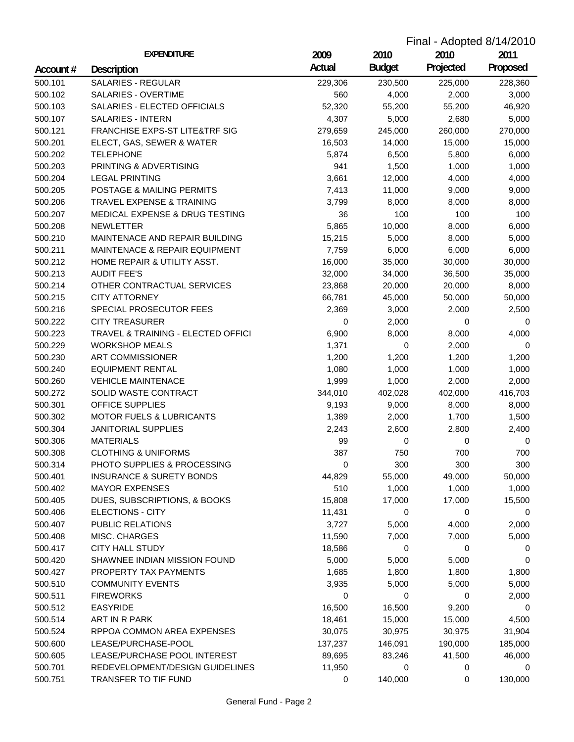Final - Adopted 8/14/2010

| Account # | EXPENDITURE<br>Description | 2009<br>Actual | 2010<br>Budget | 2010<br>Projected | 2011<br>Proposed |
|---|---|---|---|---|---|
| 500.101 | SALARIES - REGULAR | 229,306 | 230,500 | 225,000 | 228,360 |
| 500.102 | SALARIES - OVERTIME | 560 | 4,000 | 2,000 | 3,000 |
| 500.103 | SALARIES - ELECTED OFFICIALS | 52,320 | 55,200 | 55,200 | 46,920 |
| 500.107 | SALARIES - INTERN | 4,307 | 5,000 | 2,680 | 5,000 |
| 500.121 | FRANCHISE EXPS-ST LITE&TRF SIG | 279,659 | 245,000 | 260,000 | 270,000 |
| 500.201 | ELECT, GAS, SEWER & WATER | 16,503 | 14,000 | 15,000 | 15,000 |
| 500.202 | TELEPHONE | 5,874 | 6,500 | 5,800 | 6,000 |
| 500.203 | PRINTING & ADVERTISING | 941 | 1,500 | 1,000 | 1,000 |
| 500.204 | LEGAL PRINTING | 3,661 | 12,000 | 4,000 | 4,000 |
| 500.205 | POSTAGE & MAILING PERMITS | 7,413 | 11,000 | 9,000 | 9,000 |
| 500.206 | TRAVEL EXPENSE & TRAINING | 3,799 | 8,000 | 8,000 | 8,000 |
| 500.207 | MEDICAL EXPENSE & DRUG TESTING | 36 | 100 | 100 | 100 |
| 500.208 | NEWLETTER | 5,865 | 10,000 | 8,000 | 6,000 |
| 500.210 | MAINTENACE AND REPAIR BUILDING | 15,215 | 5,000 | 8,000 | 5,000 |
| 500.211 | MAINTENACE & REPAIR EQUIPMENT | 7,759 | 6,000 | 6,000 | 6,000 |
| 500.212 | HOME REPAIR & UTILITY ASST. | 16,000 | 35,000 | 30,000 | 30,000 |
| 500.213 | AUDIT FEE'S | 32,000 | 34,000 | 36,500 | 35,000 |
| 500.214 | OTHER CONTRACTUAL SERVICES | 23,868 | 20,000 | 20,000 | 8,000 |
| 500.215 | CITY ATTORNEY | 66,781 | 45,000 | 50,000 | 50,000 |
| 500.216 | SPECIAL PROSECUTOR FEES | 2,369 | 3,000 | 2,000 | 2,500 |
| 500.222 | CITY TREASURER | 0 | 2,000 | 0 | 0 |
| 500.223 | TRAVEL & TRAINING - ELECTED OFFICI | 6,900 | 8,000 | 8,000 | 4,000 |
| 500.229 | WORKSHOP MEALS | 1,371 | 0 | 2,000 | 0 |
| 500.230 | ART COMMISSIONER | 1,200 | 1,200 | 1,200 | 1,200 |
| 500.240 | EQUIPMENT RENTAL | 1,080 | 1,000 | 1,000 | 1,000 |
| 500.260 | VEHICLE MAINTENACE | 1,999 | 1,000 | 2,000 | 2,000 |
| 500.272 | SOLID WASTE CONTRACT | 344,010 | 402,028 | 402,000 | 416,703 |
| 500.301 | OFFICE SUPPLIES | 9,193 | 9,000 | 8,000 | 8,000 |
| 500.302 | MOTOR FUELS & LUBRICANTS | 1,389 | 2,000 | 1,700 | 1,500 |
| 500.304 | JANITORIAL SUPPLIES | 2,243 | 2,600 | 2,800 | 2,400 |
| 500.306 | MATERIALS | 99 | 0 | 0 | 0 |
| 500.308 | CLOTHING & UNIFORMS | 387 | 750 | 700 | 700 |
| 500.314 | PHOTO SUPPLIES & PROCESSING | 0 | 300 | 300 | 300 |
| 500.401 | INSURANCE & SURETY BONDS | 44,829 | 55,000 | 49,000 | 50,000 |
| 500.402 | MAYOR EXPENSES | 510 | 1,000 | 1,000 | 1,000 |
| 500.405 | DUES, SUBSCRIPTIONS, & BOOKS | 15,808 | 17,000 | 17,000 | 15,500 |
| 500.406 | ELECTIONS - CITY | 11,431 | 0 | 0 | 0 |
| 500.407 | PUBLIC RELATIONS | 3,727 | 5,000 | 4,000 | 2,000 |
| 500.408 | MISC. CHARGES | 11,590 | 7,000 | 7,000 | 5,000 |
| 500.417 | CITY HALL STUDY | 18,586 | 0 | 0 | 0 |
| 500.420 | SHAWNEE INDIAN MISSION FOUND | 5,000 | 5,000 | 5,000 | 0 |
| 500.427 | PROPERTY TAX PAYMENTS | 1,685 | 1,800 | 1,800 | 1,800 |
| 500.510 | COMMUNITY EVENTS | 3,935 | 5,000 | 5,000 | 5,000 |
| 500.511 | FIREWORKS | 0 | 0 | 0 | 2,000 |
| 500.512 | EASYRIDE | 16,500 | 16,500 | 9,200 | 0 |
| 500.514 | ART IN R PARK | 18,461 | 15,000 | 15,000 | 4,500 |
| 500.524 | RPPOA COMMON AREA EXPENSES | 30,075 | 30,975 | 30,975 | 31,904 |
| 500.600 | LEASE/PURCHASE-POOL | 137,237 | 146,091 | 190,000 | 185,000 |
| 500.605 | LEASE/PURCHASE POOL INTEREST | 89,695 | 83,246 | 41,500 | 46,000 |
| 500.701 | REDEVELOPMENT/DESIGN GUIDELINES | 11,950 | 0 | 0 | 0 |
| 500.751 | TRANSFER TO TIF FUND | 0 | 140,000 | 0 | 130,000 |

General Fund - Page 2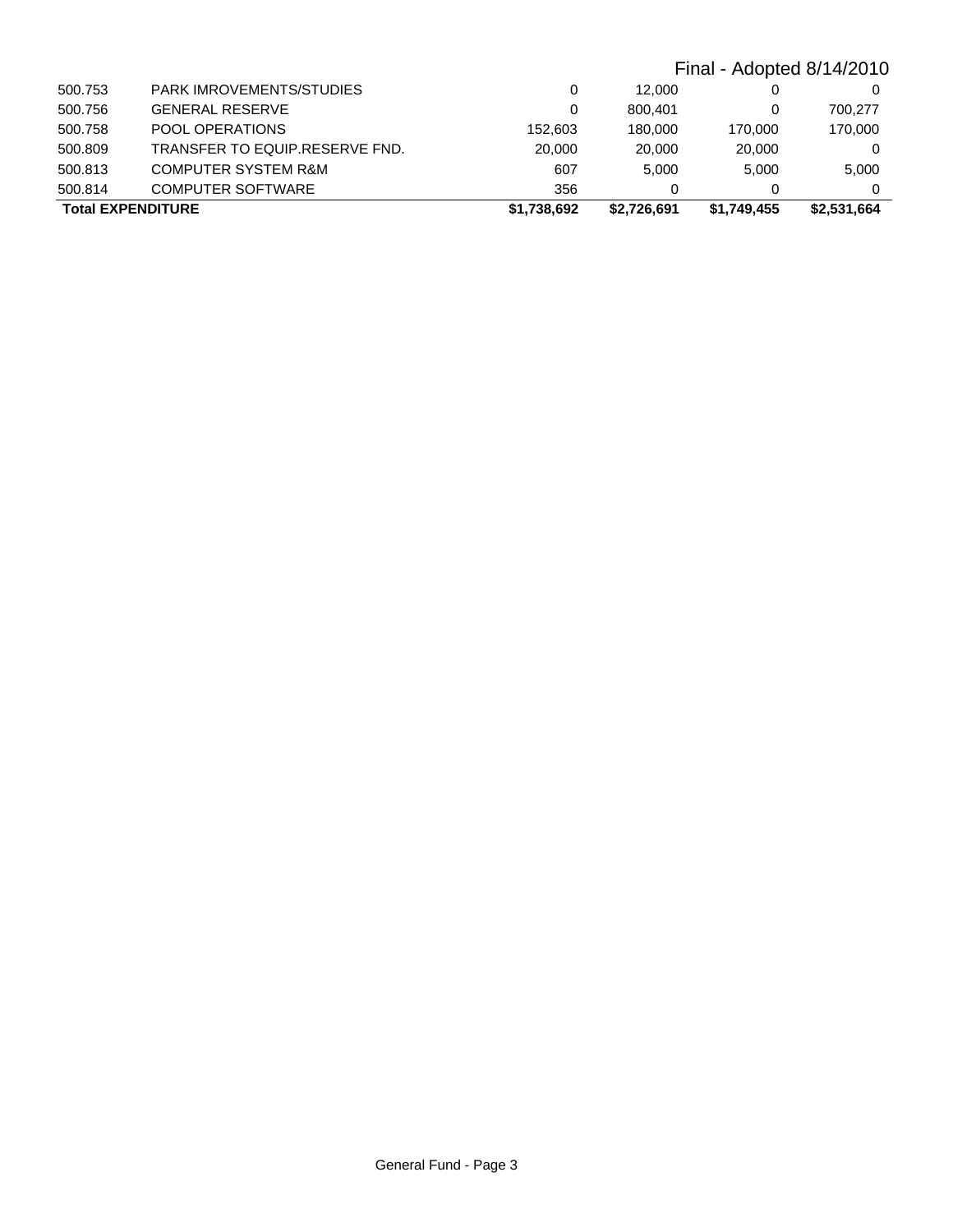Final - Adopted 8/14/2010

| | | | | | |
|---|---|---|---|---|---|
| 500.753 | PARK IMROVEMENTS/STUDIES | 0 | 12,000 | 0 | 0 |
| 500.756 | GENERAL RESERVE | 0 | 800,401 | 0 | 700,277 |
| 500.758 | POOL OPERATIONS | 152,603 | 180,000 | 170,000 | 170,000 |
| 500.809 | TRANSFER TO EQUIP.RESERVE FND. | 20,000 | 20,000 | 20,000 | 0 |
| 500.813 | COMPUTER SYSTEM R&M | 607 | 5,000 | 5,000 | 5,000 |
| 500.814 | COMPUTER SOFTWARE | 356 | 0 | 0 | 0 |
| **Total EXPENDITURE** | | **$1,738,692** | **$2,726,691** | **$1,749,455** | **$2,531,664** |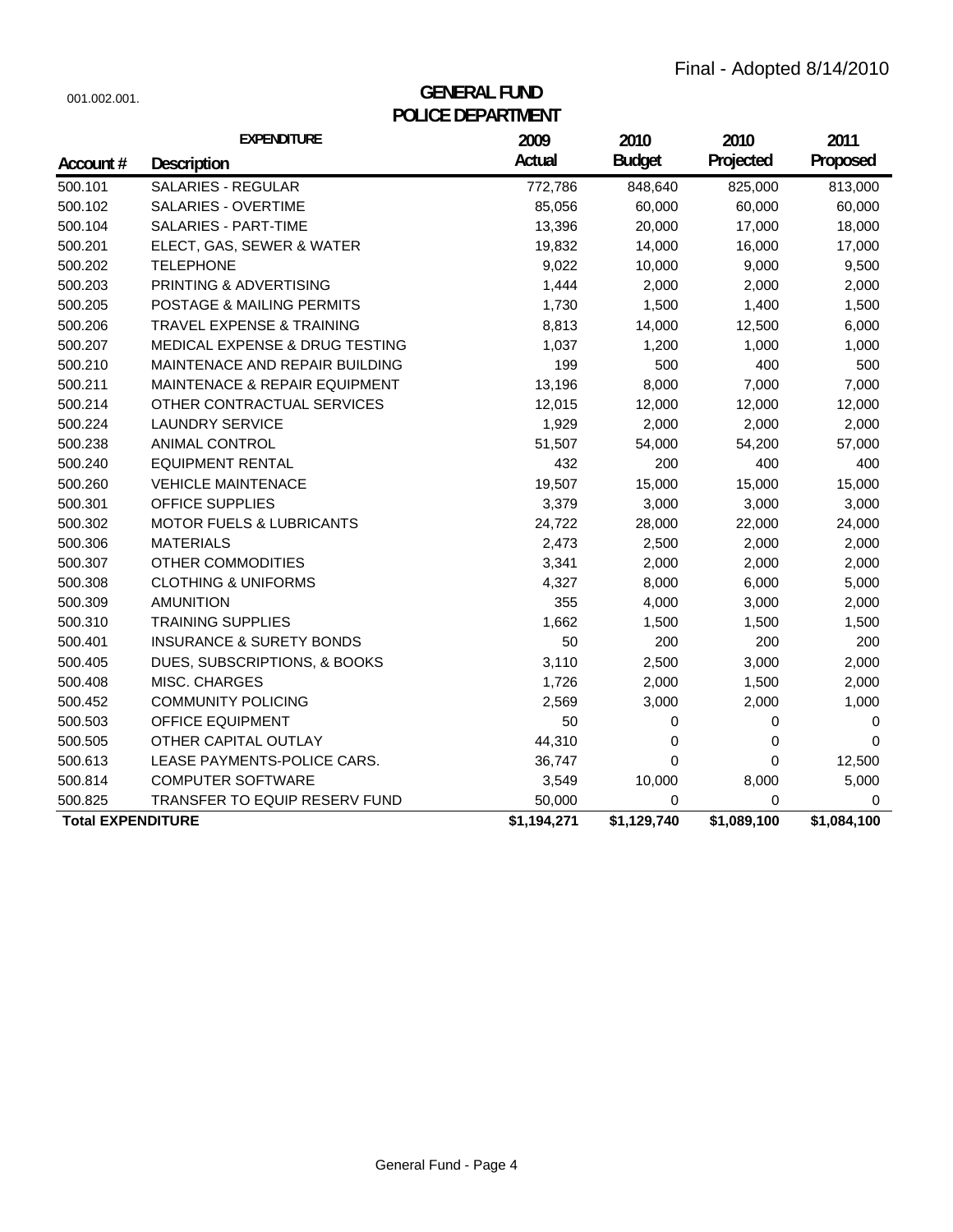Final - Adopted 8/14/2010

001.002.001.

# GENERAL FUND
## POLICE DEPARTMENT

| Account # | EXPENDITURE Description | 2009 Actual | 2010 Budget | 2010 Projected | 2011 Proposed |
|---|---|---|---|---|---|
| 500.101 | SALARIES - REGULAR | 772,786 | 848,640 | 825,000 | 813,000 |
| 500.102 | SALARIES - OVERTIME | 85,056 | 60,000 | 60,000 | 60,000 |
| 500.104 | SALARIES - PART-TIME | 13,396 | 20,000 | 17,000 | 18,000 |
| 500.201 | ELECT, GAS, SEWER & WATER | 19,832 | 14,000 | 16,000 | 17,000 |
| 500.202 | TELEPHONE | 9,022 | 10,000 | 9,000 | 9,500 |
| 500.203 | PRINTING & ADVERTISING | 1,444 | 2,000 | 2,000 | 2,000 |
| 500.205 | POSTAGE & MAILING PERMITS | 1,730 | 1,500 | 1,400 | 1,500 |
| 500.206 | TRAVEL EXPENSE & TRAINING | 8,813 | 14,000 | 12,500 | 6,000 |
| 500.207 | MEDICAL EXPENSE & DRUG TESTING | 1,037 | 1,200 | 1,000 | 1,000 |
| 500.210 | MAINTENACE AND REPAIR BUILDING | 199 | 500 | 400 | 500 |
| 500.211 | MAINTENACE & REPAIR EQUIPMENT | 13,196 | 8,000 | 7,000 | 7,000 |
| 500.214 | OTHER CONTRACTUAL SERVICES | 12,015 | 12,000 | 12,000 | 12,000 |
| 500.224 | LAUNDRY SERVICE | 1,929 | 2,000 | 2,000 | 2,000 |
| 500.238 | ANIMAL CONTROL | 51,507 | 54,000 | 54,200 | 57,000 |
| 500.240 | EQUIPMENT RENTAL | 432 | 200 | 400 | 400 |
| 500.260 | VEHICLE MAINTENACE | 19,507 | 15,000 | 15,000 | 15,000 |
| 500.301 | OFFICE SUPPLIES | 3,379 | 3,000 | 3,000 | 3,000 |
| 500.302 | MOTOR FUELS & LUBRICANTS | 24,722 | 28,000 | 22,000 | 24,000 |
| 500.306 | MATERIALS | 2,473 | 2,500 | 2,000 | 2,000 |
| 500.307 | OTHER COMMODITIES | 3,341 | 2,000 | 2,000 | 2,000 |
| 500.308 | CLOTHING & UNIFORMS | 4,327 | 8,000 | 6,000 | 5,000 |
| 500.309 | AMUNITION | 355 | 4,000 | 3,000 | 2,000 |
| 500.310 | TRAINING SUPPLIES | 1,662 | 1,500 | 1,500 | 1,500 |
| 500.401 | INSURANCE & SURETY BONDS | 50 | 200 | 200 | 200 |
| 500.405 | DUES, SUBSCRIPTIONS, & BOOKS | 3,110 | 2,500 | 3,000 | 2,000 |
| 500.408 | MISC. CHARGES | 1,726 | 2,000 | 1,500 | 2,000 |
| 500.452 | COMMUNITY POLICING | 2,569 | 3,000 | 2,000 | 1,000 |
| 500.503 | OFFICE EQUIPMENT | 50 | 0 | 0 | 0 |
| 500.505 | OTHER CAPITAL OUTLAY | 44,310 | 0 | 0 | 0 |
| 500.613 | LEASE PAYMENTS-POLICE CARS. | 36,747 | 0 | 0 | 12,500 |
| 500.814 | COMPUTER SOFTWARE | 3,549 | 10,000 | 8,000 | 5,000 |
| 500.825 | TRANSFER TO EQUIP RESERV FUND | 50,000 | 0 | 0 | 0 |
| **Total EXPENDITURE** | | **$1,194,271** | **$1,129,740** | **$1,089,100** | **$1,084,100** |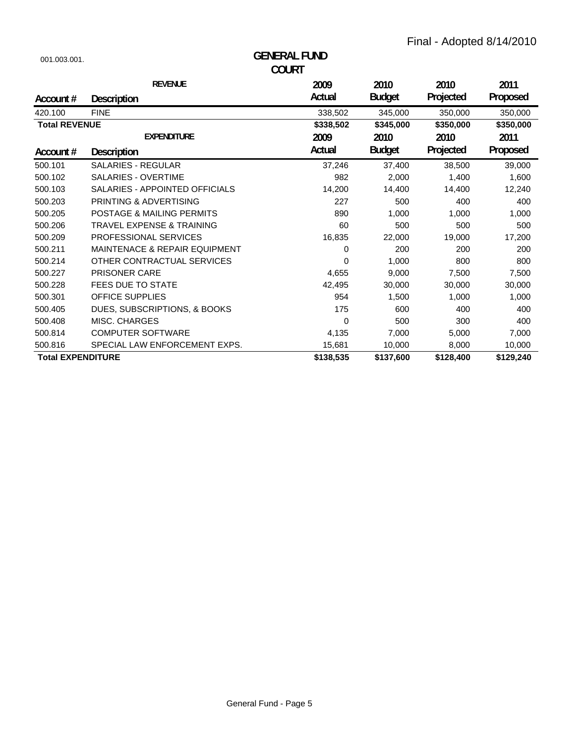Final - Adopted 8/14/2010

001.003.001.

# GENERAL FUND

## COURT

| Account # | Description | 2009 Actual | 2010 Budget | 2010 Projected | 2011 Proposed |
|---|---|---|---|---|---|
| | **REVENUE** | | | | |
| 420.100 | FINE | 338,502 | 345,000 | 350,000 | 350,000 |
| **Total REVENUE** | | **$338,502** | **$345,000** | **$350,000** | **$350,000** |

| Account # | Description | 2009 Actual | 2010 Budget | 2010 Projected | 2011 Proposed |
|---|---|---|---|---|---|
| | **EXPENDITURE** | | | | |
| 500.101 | SALARIES - REGULAR | 37,246 | 37,400 | 38,500 | 39,000 |
| 500.102 | SALARIES - OVERTIME | 982 | 2,000 | 1,400 | 1,600 |
| 500.103 | SALARIES - APPOINTED OFFICIALS | 14,200 | 14,400 | 14,400 | 12,240 |
| 500.203 | PRINTING & ADVERTISING | 227 | 500 | 400 | 400 |
| 500.205 | POSTAGE & MAILING PERMITS | 890 | 1,000 | 1,000 | 1,000 |
| 500.206 | TRAVEL EXPENSE & TRAINING | 60 | 500 | 500 | 500 |
| 500.209 | PROFESSIONAL SERVICES | 16,835 | 22,000 | 19,000 | 17,200 |
| 500.211 | MAINTENACE & REPAIR EQUIPMENT | 0 | 200 | 200 | 200 |
| 500.214 | OTHER CONTRACTUAL SERVICES | 0 | 1,000 | 800 | 800 |
| 500.227 | PRISONER CARE | 4,655 | 9,000 | 7,500 | 7,500 |
| 500.228 | FEES DUE TO STATE | 42,495 | 30,000 | 30,000 | 30,000 |
| 500.301 | OFFICE SUPPLIES | 954 | 1,500 | 1,000 | 1,000 |
| 500.405 | DUES, SUBSCRIPTIONS, & BOOKS | 175 | 600 | 400 | 400 |
| 500.408 | MISC. CHARGES | 0 | 500 | 300 | 400 |
| 500.814 | COMPUTER SOFTWARE | 4,135 | 7,000 | 5,000 | 7,000 |
| 500.816 | SPECIAL LAW ENFORCEMENT EXPS. | 15,681 | 10,000 | 8,000 | 10,000 |
| **Total EXPENDITURE** | | **$138,535** | **$137,600** | **$128,400** | **$129,240** |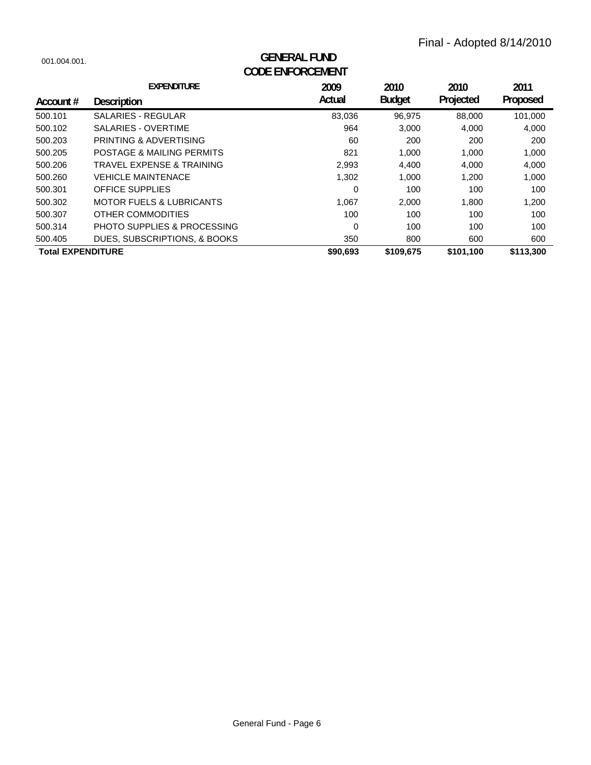Final - Adopted 8/14/2010

001.004.001.

# GENERAL FUND
## CODE ENFORCEMENT

| Account # | EXPENDITURE<br>Description | 2009<br>Actual | 2010<br>Budget | 2010<br>Projected | 2011<br>Proposed |
|---|---|---|---|---|---|
| 500.101 | SALARIES - REGULAR | 83,036 | 96,975 | 88,000 | 101,000 |
| 500.102 | SALARIES - OVERTIME | 964 | 3,000 | 4,000 | 4,000 |
| 500.203 | PRINTING & ADVERTISING | 60 | 200 | 200 | 200 |
| 500.205 | POSTAGE & MAILING PERMITS | 821 | 1,000 | 1,000 | 1,000 |
| 500.206 | TRAVEL EXPENSE & TRAINING | 2,993 | 4,400 | 4,000 | 4,000 |
| 500.260 | VEHICLE MAINTENACE | 1,302 | 1,000 | 1,200 | 1,000 |
| 500.301 | OFFICE SUPPLIES | 0 | 100 | 100 | 100 |
| 500.302 | MOTOR FUELS & LUBRICANTS | 1,067 | 2,000 | 1,800 | 1,200 |
| 500.307 | OTHER COMMODITIES | 100 | 100 | 100 | 100 |
| 500.314 | PHOTO SUPPLIES & PROCESSING | 0 | 100 | 100 | 100 |
| 500.405 | DUES, SUBSCRIPTIONS, & BOOKS | 350 | 800 | 600 | 600 |
| **Total EXPENDITURE** | | **$90,693** | **$109,675** | **$101,100** | **$113,300** |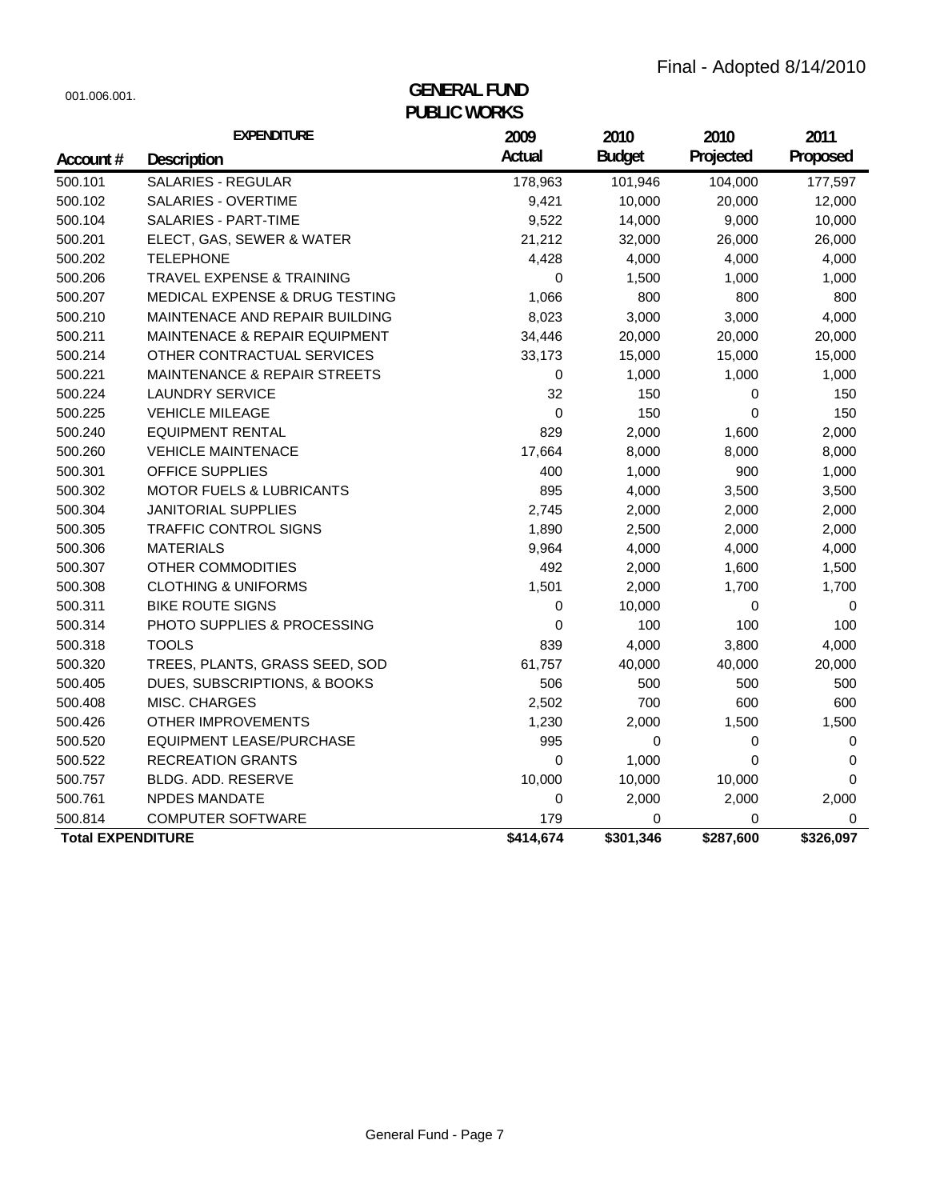Final - Adopted 8/14/2010

001.006.001.

# GENERAL FUND
## PUBLIC WORKS

| EXPENDITURE | | 2009 | 2010 | 2010 | 2011 |
|---|---|---|---|---|---|
| Account # | Description | Actual | Budget | Projected | Proposed |
| 500.101 | SALARIES - REGULAR | 178,963 | 101,946 | 104,000 | 177,597 |
| 500.102 | SALARIES - OVERTIME | 9,421 | 10,000 | 20,000 | 12,000 |
| 500.104 | SALARIES - PART-TIME | 9,522 | 14,000 | 9,000 | 10,000 |
| 500.201 | ELECT, GAS, SEWER & WATER | 21,212 | 32,000 | 26,000 | 26,000 |
| 500.202 | TELEPHONE | 4,428 | 4,000 | 4,000 | 4,000 |
| 500.206 | TRAVEL EXPENSE & TRAINING | 0 | 1,500 | 1,000 | 1,000 |
| 500.207 | MEDICAL EXPENSE & DRUG TESTING | 1,066 | 800 | 800 | 800 |
| 500.210 | MAINTENACE AND REPAIR BUILDING | 8,023 | 3,000 | 3,000 | 4,000 |
| 500.211 | MAINTENACE & REPAIR EQUIPMENT | 34,446 | 20,000 | 20,000 | 20,000 |
| 500.214 | OTHER CONTRACTUAL SERVICES | 33,173 | 15,000 | 15,000 | 15,000 |
| 500.221 | MAINTENANCE & REPAIR STREETS | 0 | 1,000 | 1,000 | 1,000 |
| 500.224 | LAUNDRY SERVICE | 32 | 150 | 0 | 150 |
| 500.225 | VEHICLE MILEAGE | 0 | 150 | 0 | 150 |
| 500.240 | EQUIPMENT RENTAL | 829 | 2,000 | 1,600 | 2,000 |
| 500.260 | VEHICLE MAINTENACE | 17,664 | 8,000 | 8,000 | 8,000 |
| 500.301 | OFFICE SUPPLIES | 400 | 1,000 | 900 | 1,000 |
| 500.302 | MOTOR FUELS & LUBRICANTS | 895 | 4,000 | 3,500 | 3,500 |
| 500.304 | JANITORIAL SUPPLIES | 2,745 | 2,000 | 2,000 | 2,000 |
| 500.305 | TRAFFIC CONTROL SIGNS | 1,890 | 2,500 | 2,000 | 2,000 |
| 500.306 | MATERIALS | 9,964 | 4,000 | 4,000 | 4,000 |
| 500.307 | OTHER COMMODITIES | 492 | 2,000 | 1,600 | 1,500 |
| 500.308 | CLOTHING & UNIFORMS | 1,501 | 2,000 | 1,700 | 1,700 |
| 500.311 | BIKE ROUTE SIGNS | 0 | 10,000 | 0 | 0 |
| 500.314 | PHOTO SUPPLIES & PROCESSING | 0 | 100 | 100 | 100 |
| 500.318 | TOOLS | 839 | 4,000 | 3,800 | 4,000 |
| 500.320 | TREES, PLANTS, GRASS SEED, SOD | 61,757 | 40,000 | 40,000 | 20,000 |
| 500.405 | DUES, SUBSCRIPTIONS, & BOOKS | 506 | 500 | 500 | 500 |
| 500.408 | MISC. CHARGES | 2,502 | 700 | 600 | 600 |
| 500.426 | OTHER IMPROVEMENTS | 1,230 | 2,000 | 1,500 | 1,500 |
| 500.520 | EQUIPMENT LEASE/PURCHASE | 995 | 0 | 0 | 0 |
| 500.522 | RECREATION GRANTS | 0 | 1,000 | 0 | 0 |
| 500.757 | BLDG. ADD. RESERVE | 10,000 | 10,000 | 10,000 | 0 |
| 500.761 | NPDES MANDATE | 0 | 2,000 | 2,000 | 2,000 |
| 500.814 | COMPUTER SOFTWARE | 179 | 0 | 0 | 0 |
| **Total EXPENDITURE** | | **$414,674** | **$301,346** | **$287,600** | **$326,097** |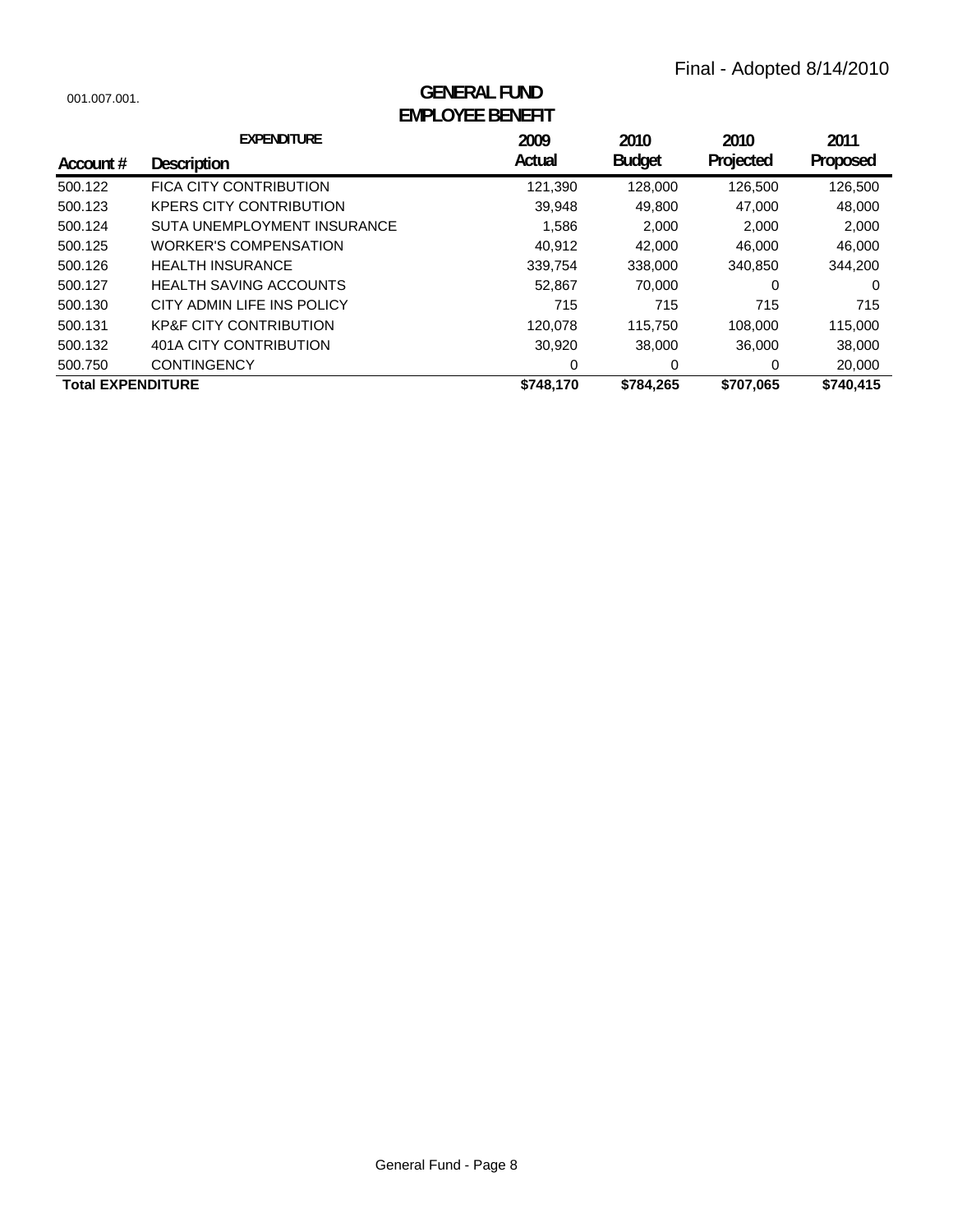Final - Adopted 8/14/2010

001.007.001.

# GENERAL FUND
## EMPLOYEE BENEFIT

| Account # | EXPENDITURE Description | 2009 Actual | 2010 Budget | 2010 Projected | 2011 Proposed |
|---|---|---|---|---|---|
| 500.122 | FICA CITY CONTRIBUTION | 121,390 | 128,000 | 126,500 | 126,500 |
| 500.123 | KPERS CITY CONTRIBUTION | 39,948 | 49,800 | 47,000 | 48,000 |
| 500.124 | SUTA UNEMPLOYMENT INSURANCE | 1,586 | 2,000 | 2,000 | 2,000 |
| 500.125 | WORKER'S COMPENSATION | 40,912 | 42,000 | 46,000 | 46,000 |
| 500.126 | HEALTH INSURANCE | 339,754 | 338,000 | 340,850 | 344,200 |
| 500.127 | HEALTH SAVING ACCOUNTS | 52,867 | 70,000 | 0 | 0 |
| 500.130 | CITY ADMIN LIFE INS POLICY | 715 | 715 | 715 | 715 |
| 500.131 | KP&F CITY CONTRIBUTION | 120,078 | 115,750 | 108,000 | 115,000 |
| 500.132 | 401A CITY CONTRIBUTION | 30,920 | 38,000 | 36,000 | 38,000 |
| 500.750 | CONTINGENCY | 0 | 0 | 0 | 20,000 |
| **Total EXPENDITURE** | | **$748,170** | **$784,265** | **$707,065** | **$740,415** |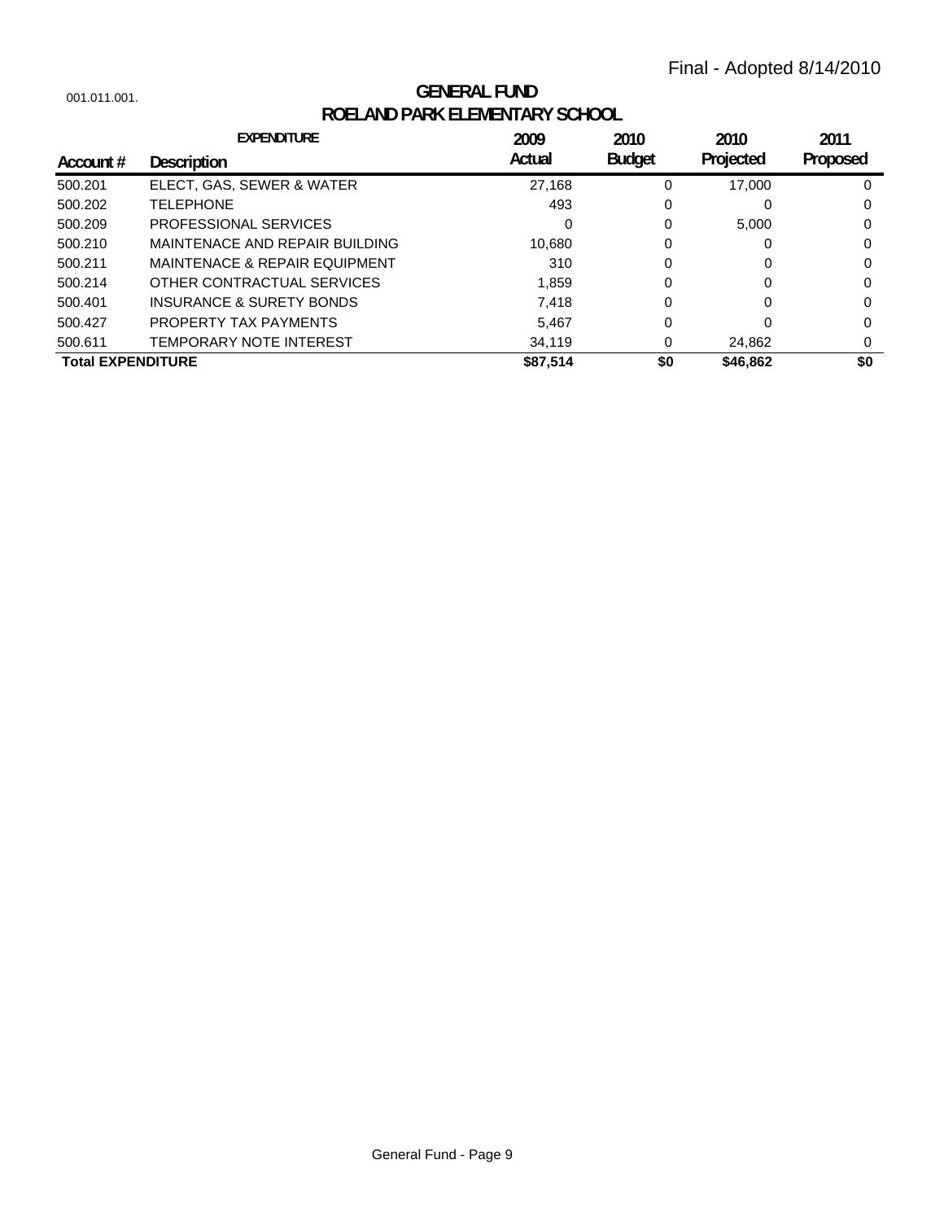Final - Adopted 8/14/2010

001.011.001.

# GENERAL FUND
## ROELAND PARK ELEMENTARY SCHOOL

| Account # | EXPENDITURE Description | 2009 Actual | 2010 Budget | 2010 Projected | 2011 Proposed |
|---|---|---|---|---|---|
| 500.201 | ELECT, GAS, SEWER & WATER | 27,168 | 0 | 17,000 | 0 |
| 500.202 | TELEPHONE | 493 | 0 | 0 | 0 |
| 500.209 | PROFESSIONAL SERVICES | 0 | 0 | 5,000 | 0 |
| 500.210 | MAINTENACE AND REPAIR BUILDING | 10,680 | 0 | 0 | 0 |
| 500.211 | MAINTENACE & REPAIR EQUIPMENT | 310 | 0 | 0 | 0 |
| 500.214 | OTHER CONTRACTUAL SERVICES | 1,859 | 0 | 0 | 0 |
| 500.401 | INSURANCE & SURETY BONDS | 7,418 | 0 | 0 | 0 |
| 500.427 | PROPERTY TAX PAYMENTS | 5,467 | 0 | 0 | 0 |
| 500.611 | TEMPORARY NOTE INTEREST | 34,119 | 0 | 24,862 | 0 |
| **Total EXPENDITURE** | | **$87,514** | **$0** | **$46,862** | **$0** |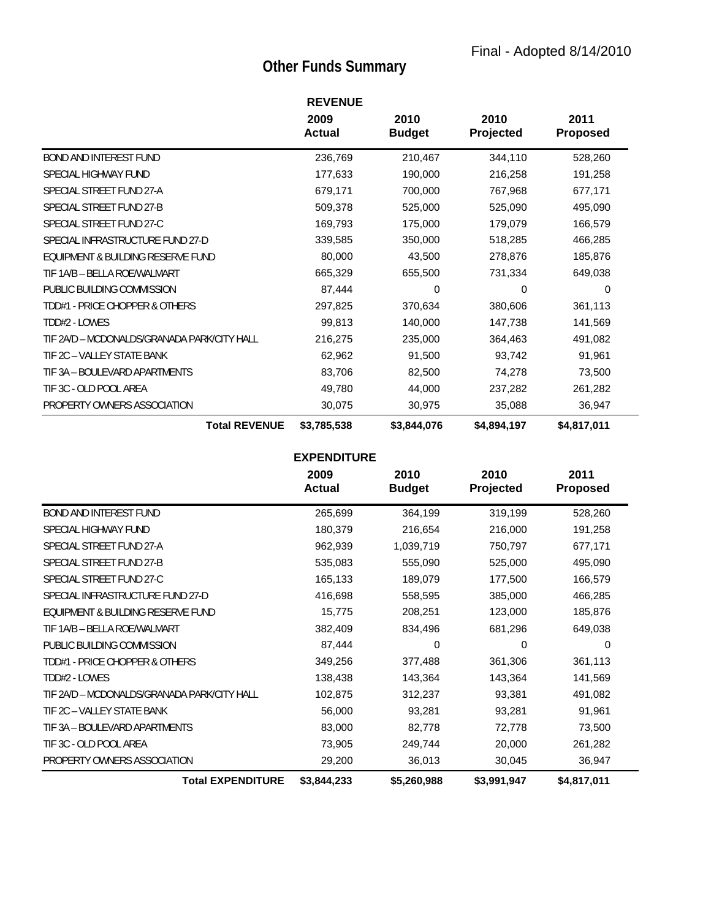Final - Adopted 8/14/2010

# Other Funds Summary

## REVENUE

| | 2009 Actual | 2010 Budget | 2010 Projected | 2011 Proposed |
|---|---|---|---|---|
| BOND AND INTEREST FUND | 236,769 | 210,467 | 344,110 | 528,260 |
| SPECIAL HIGHWAY FUND | 177,633 | 190,000 | 216,258 | 191,258 |
| SPECIAL STREET FUND 27-A | 679,171 | 700,000 | 767,968 | 677,171 |
| SPECIAL STREET FUND 27-B | 509,378 | 525,000 | 525,090 | 495,090 |
| SPECIAL STREET FUND 27-C | 169,793 | 175,000 | 179,079 | 166,579 |
| SPECIAL INFRASTRUCTURE FUND 27-D | 339,585 | 350,000 | 518,285 | 466,285 |
| EQUIPMENT & BUILDING RESERVE FUND | 80,000 | 43,500 | 278,876 | 185,876 |
| TIF 1A/B – BELLA ROE/WALMART | 665,329 | 655,500 | 731,334 | 649,038 |
| PUBLIC BUILDING COMMISSION | 87,444 | 0 | 0 | 0 |
| TDD#1 - PRICE CHOPPER & OTHERS | 297,825 | 370,634 | 380,606 | 361,113 |
| TDD#2 - LOWES | 99,813 | 140,000 | 147,738 | 141,569 |
| TIF 2A/D – MCDONALDS/GRANADA PARK/CITY HALL | 216,275 | 235,000 | 364,463 | 491,082 |
| TIF 2C – VALLEY STATE BANK | 62,962 | 91,500 | 93,742 | 91,961 |
| TIF 3A – BOULEVARD APARTMENTS | 83,706 | 82,500 | 74,278 | 73,500 |
| TIF 3C - OLD POOL AREA | 49,780 | 44,000 | 237,282 | 261,282 |
| PROPERTY OWNERS ASSOCIATION | 30,075 | 30,975 | 35,088 | 36,947 |
| **Total REVENUE** | **$3,785,538** | **$3,844,076** | **$4,894,197** | **$4,817,011** |

## EXPENDITURE

| | 2009 Actual | 2010 Budget | 2010 Projected | 2011 Proposed |
|---|---|---|---|---|
| BOND AND INTEREST FUND | 265,699 | 364,199 | 319,199 | 528,260 |
| SPECIAL HIGHWAY FUND | 180,379 | 216,654 | 216,000 | 191,258 |
| SPECIAL STREET FUND 27-A | 962,939 | 1,039,719 | 750,797 | 677,171 |
| SPECIAL STREET FUND 27-B | 535,083 | 555,090 | 525,000 | 495,090 |
| SPECIAL STREET FUND 27-C | 165,133 | 189,079 | 177,500 | 166,579 |
| SPECIAL INFRASTRUCTURE FUND 27-D | 416,698 | 558,595 | 385,000 | 466,285 |
| EQUIPMENT & BUILDING RESERVE FUND | 15,775 | 208,251 | 123,000 | 185,876 |
| TIF 1A/B – BELLA ROE/WALMART | 382,409 | 834,496 | 681,296 | 649,038 |
| PUBLIC BUILDING COMMISSION | 87,444 | 0 | 0 | 0 |
| TDD#1 - PRICE CHOPPER & OTHERS | 349,256 | 377,488 | 361,306 | 361,113 |
| TDD#2 - LOWES | 138,438 | 143,364 | 143,364 | 141,569 |
| TIF 2A/D – MCDONALDS/GRANADA PARK/CITY HALL | 102,875 | 312,237 | 93,381 | 491,082 |
| TIF 2C – VALLEY STATE BANK | 56,000 | 93,281 | 93,281 | 91,961 |
| TIF 3A – BOULEVARD APARTMENTS | 83,000 | 82,778 | 72,778 | 73,500 |
| TIF 3C - OLD POOL AREA | 73,905 | 249,744 | 20,000 | 261,282 |
| PROPERTY OWNERS ASSOCIATION | 29,200 | 36,013 | 30,045 | 36,947 |
| **Total EXPENDITURE** | **$3,844,233** | **$5,260,988** | **$3,991,947** | **$4,817,011** |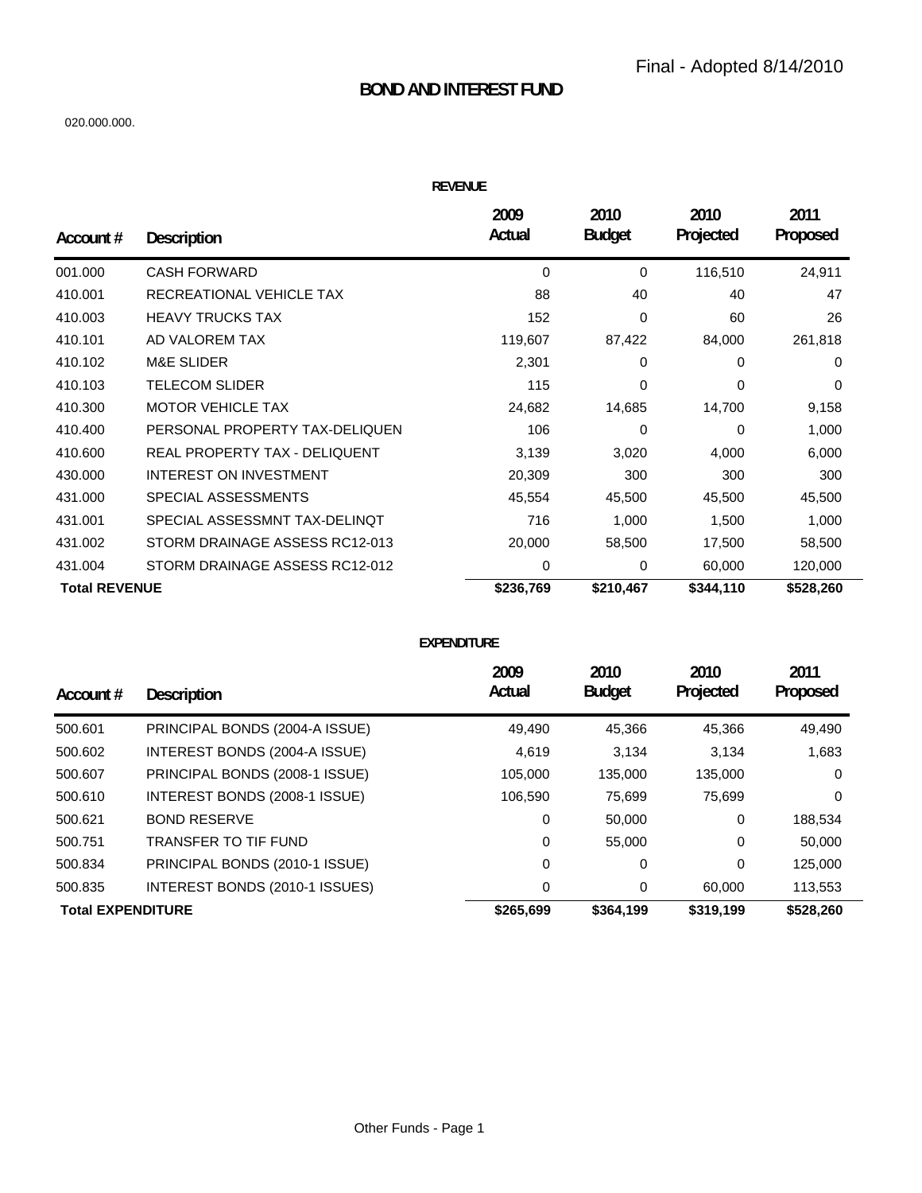Final - Adopted 8/14/2010

# BOND AND INTEREST FUND

020.000.000.

## REVENUE

| Account # | Description | 2009 Actual | 2010 Budget | 2010 Projected | 2011 Proposed |
|---|---|---|---|---|---|
| 001.000 | CASH FORWARD | 0 | 0 | 116,510 | 24,911 |
| 410.001 | RECREATIONAL VEHICLE TAX | 88 | 40 | 40 | 47 |
| 410.003 | HEAVY TRUCKS TAX | 152 | 0 | 60 | 26 |
| 410.101 | AD VALOREM TAX | 119,607 | 87,422 | 84,000 | 261,818 |
| 410.102 | M&E SLIDER | 2,301 | 0 | 0 | 0 |
| 410.103 | TELECOM SLIDER | 115 | 0 | 0 | 0 |
| 410.300 | MOTOR VEHICLE TAX | 24,682 | 14,685 | 14,700 | 9,158 |
| 410.400 | PERSONAL PROPERTY TAX-DELIQUEN | 106 | 0 | 0 | 1,000 |
| 410.600 | REAL PROPERTY TAX - DELIQUENT | 3,139 | 3,020 | 4,000 | 6,000 |
| 430.000 | INTEREST ON INVESTMENT | 20,309 | 300 | 300 | 300 |
| 431.000 | SPECIAL ASSESSMENTS | 45,554 | 45,500 | 45,500 | 45,500 |
| 431.001 | SPECIAL ASSESSMNT TAX-DELINQT | 716 | 1,000 | 1,500 | 1,000 |
| 431.002 | STORM DRAINAGE ASSESS RC12-013 | 20,000 | 58,500 | 17,500 | 58,500 |
| 431.004 | STORM DRAINAGE ASSESS RC12-012 | 0 | 0 | 60,000 | 120,000 |
| **Total REVENUE** | | **$236,769** | **$210,467** | **$344,110** | **$528,260** |

## EXPENDITURE

| Account # | Description | 2009 Actual | 2010 Budget | 2010 Projected | 2011 Proposed |
|---|---|---|---|---|---|
| 500.601 | PRINCIPAL BONDS (2004-A ISSUE) | 49,490 | 45,366 | 45,366 | 49,490 |
| 500.602 | INTEREST BONDS (2004-A ISSUE) | 4,619 | 3,134 | 3,134 | 1,683 |
| 500.607 | PRINCIPAL BONDS (2008-1 ISSUE) | 105,000 | 135,000 | 135,000 | 0 |
| 500.610 | INTEREST BONDS (2008-1 ISSUE) | 106,590 | 75,699 | 75,699 | 0 |
| 500.621 | BOND RESERVE | 0 | 50,000 | 0 | 188,534 |
| 500.751 | TRANSFER TO TIF FUND | 0 | 55,000 | 0 | 50,000 |
| 500.834 | PRINCIPAL BONDS (2010-1 ISSUE) | 0 | 0 | 0 | 125,000 |
| 500.835 | INTEREST BONDS (2010-1 ISSUES) | 0 | 0 | 60,000 | 113,553 |
| **Total EXPENDITURE** | | **$265,699** | **$364,199** | **$319,199** | **$528,260** |

Other Funds - Page 1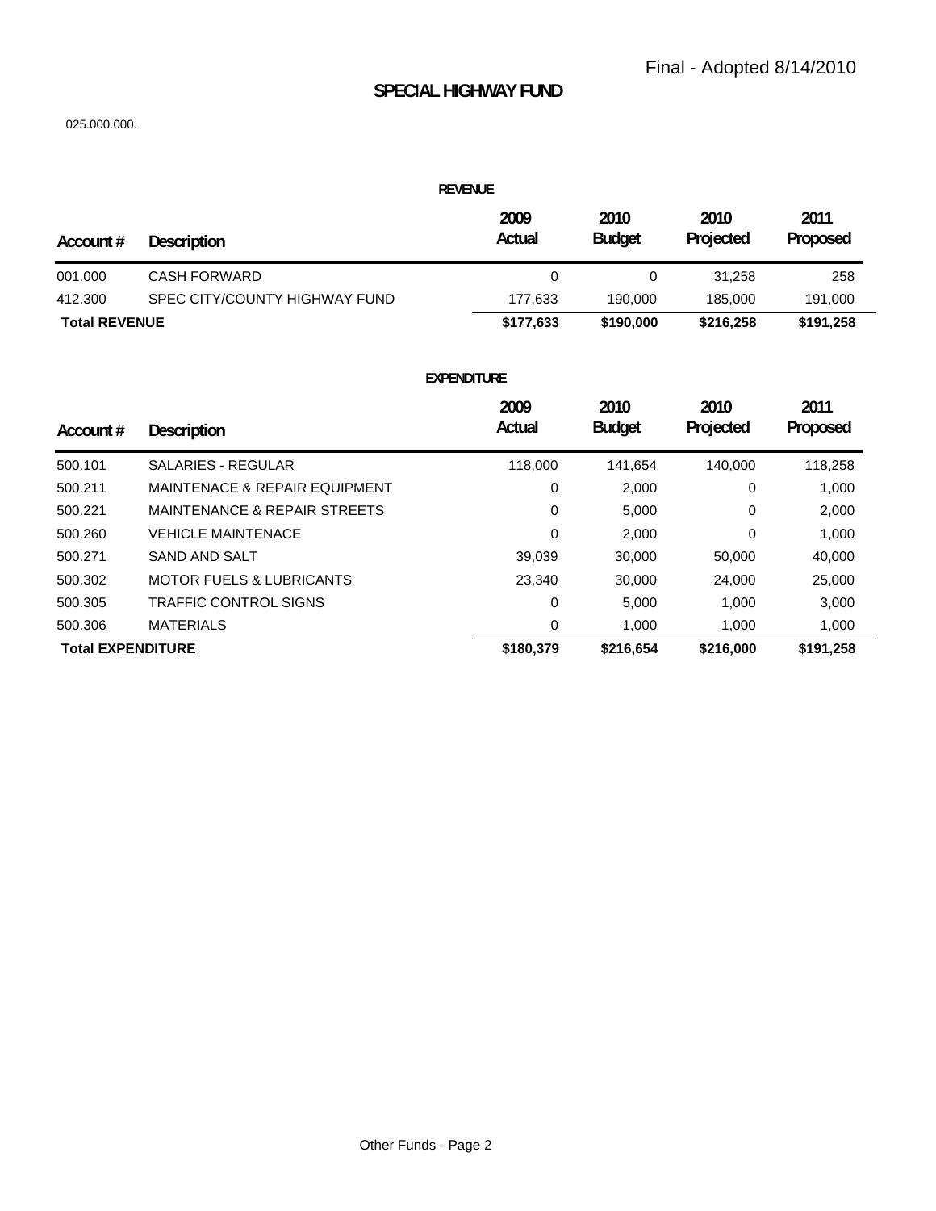Final - Adopted 8/14/2010

# SPECIAL HIGHWAY FUND

025.000.000.

## REVENUE

| Account # | Description | 2009 Actual | 2010 Budget | 2010 Projected | 2011 Proposed |
|---|---|---|---|---|---|
| 001.000 | CASH FORWARD | 0 | 0 | 31,258 | 258 |
| 412.300 | SPEC CITY/COUNTY HIGHWAY FUND | 177,633 | 190,000 | 185,000 | 191,000 |
| **Total REVENUE** | | **$177,633** | **$190,000** | **$216,258** | **$191,258** |

## EXPENDITURE

| Account # | Description | 2009 Actual | 2010 Budget | 2010 Projected | 2011 Proposed |
|---|---|---|---|---|---|
| 500.101 | SALARIES - REGULAR | 118,000 | 141,654 | 140,000 | 118,258 |
| 500.211 | MAINTENACE & REPAIR EQUIPMENT | 0 | 2,000 | 0 | 1,000 |
| 500.221 | MAINTENANCE & REPAIR STREETS | 0 | 5,000 | 0 | 2,000 |
| 500.260 | VEHICLE MAINTENACE | 0 | 2,000 | 0 | 1,000 |
| 500.271 | SAND AND SALT | 39,039 | 30,000 | 50,000 | 40,000 |
| 500.302 | MOTOR FUELS & LUBRICANTS | 23,340 | 30,000 | 24,000 | 25,000 |
| 500.305 | TRAFFIC CONTROL SIGNS | 0 | 5,000 | 1,000 | 3,000 |
| 500.306 | MATERIALS | 0 | 1,000 | 1,000 | 1,000 |
| **Total EXPENDITURE** | | **$180,379** | **$216,654** | **$216,000** | **$191,258** |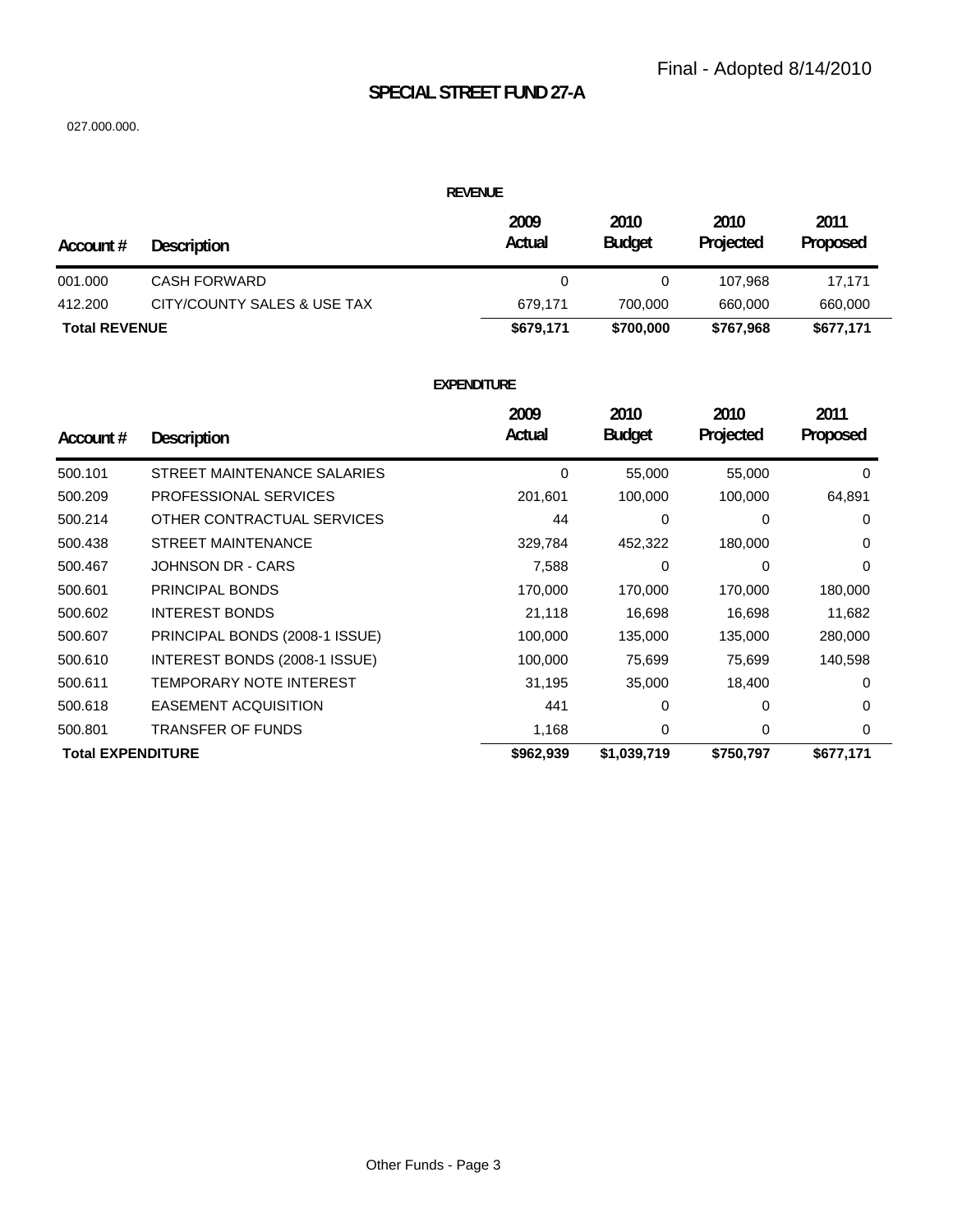Final - Adopted 8/14/2010

# SPECIAL STREET FUND 27-A

027.000.000.

## REVENUE

| Account # | Description | 2009 Actual | 2010 Budget | 2010 Projected | 2011 Proposed |
|---|---|---|---|---|---|
| 001.000 | CASH FORWARD | 0 | 0 | 107,968 | 17,171 |
| 412.200 | CITY/COUNTY SALES & USE TAX | 679,171 | 700,000 | 660,000 | 660,000 |
| **Total REVENUE** | | **$679,171** | **$700,000** | **$767,968** | **$677,171** |

## EXPENDITURE

| Account # | Description | 2009 Actual | 2010 Budget | 2010 Projected | 2011 Proposed |
|---|---|---|---|---|---|
| 500.101 | STREET MAINTENANCE SALARIES | 0 | 55,000 | 55,000 | 0 |
| 500.209 | PROFESSIONAL SERVICES | 201,601 | 100,000 | 100,000 | 64,891 |
| 500.214 | OTHER CONTRACTUAL SERVICES | 44 | 0 | 0 | 0 |
| 500.438 | STREET MAINTENANCE | 329,784 | 452,322 | 180,000 | 0 |
| 500.467 | JOHNSON DR - CARS | 7,588 | 0 | 0 | 0 |
| 500.601 | PRINCIPAL BONDS | 170,000 | 170,000 | 170,000 | 180,000 |
| 500.602 | INTEREST BONDS | 21,118 | 16,698 | 16,698 | 11,682 |
| 500.607 | PRINCIPAL BONDS (2008-1 ISSUE) | 100,000 | 135,000 | 135,000 | 280,000 |
| 500.610 | INTEREST BONDS (2008-1 ISSUE) | 100,000 | 75,699 | 75,699 | 140,598 |
| 500.611 | TEMPORARY NOTE INTEREST | 31,195 | 35,000 | 18,400 | 0 |
| 500.618 | EASEMENT ACQUISITION | 441 | 0 | 0 | 0 |
| 500.801 | TRANSFER OF FUNDS | 1,168 | 0 | 0 | 0 |
| **Total EXPENDITURE** | | **$962,939** | **$1,039,719** | **$750,797** | **$677,171** |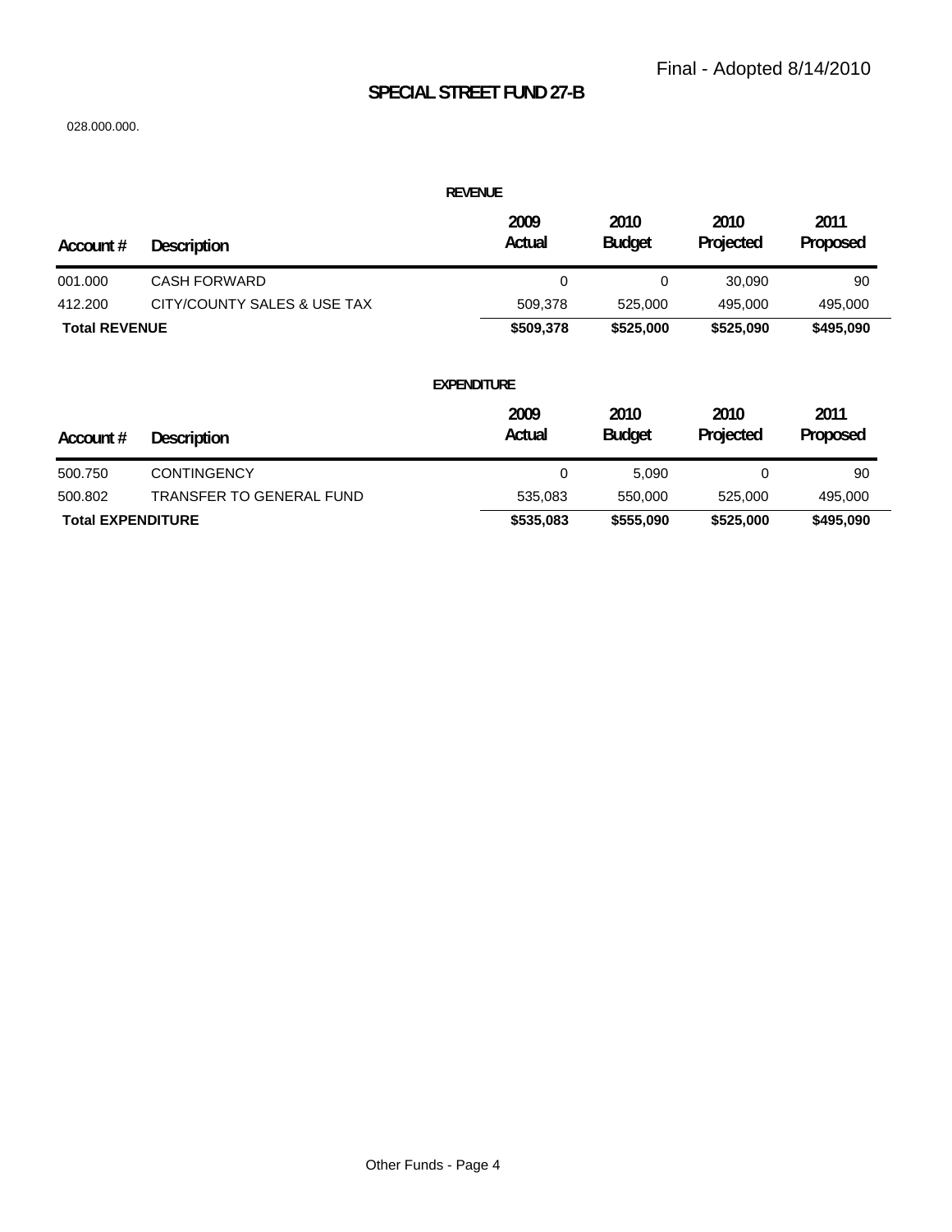Final - Adopted 8/14/2010

# SPECIAL STREET FUND 27-B

028.000.000.

## REVENUE

| Account # | Description | 2009 Actual | 2010 Budget | 2010 Projected | 2011 Proposed |
|---|---|---|---|---|---|
| 001.000 | CASH FORWARD | 0 | 0 | 30,090 | 90 |
| 412.200 | CITY/COUNTY SALES & USE TAX | 509,378 | 525,000 | 495,000 | 495,000 |
| **Total REVENUE** | | **$509,378** | **$525,000** | **$525,090** | **$495,090** |

## EXPENDITURE

| Account # | Description | 2009 Actual | 2010 Budget | 2010 Projected | 2011 Proposed |
|---|---|---|---|---|---|
| 500.750 | CONTINGENCY | 0 | 5,090 | 0 | 90 |
| 500.802 | TRANSFER TO GENERAL FUND | 535,083 | 550,000 | 525,000 | 495,000 |
| **Total EXPENDITURE** | | **$535,083** | **$555,090** | **$525,000** | **$495,090** |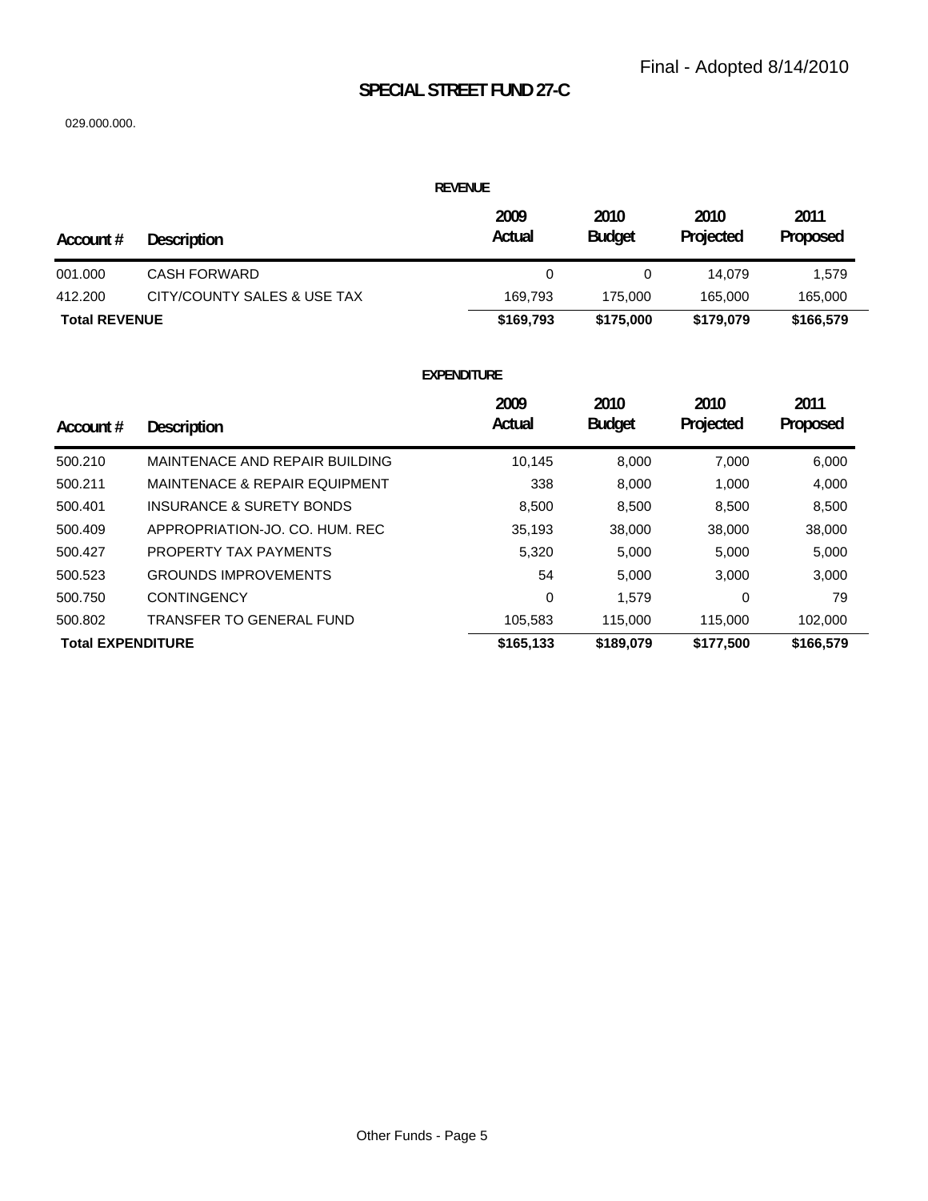Final - Adopted 8/14/2010

# SPECIAL STREET FUND 27-C

029.000.000.

## REVENUE

| Account # | Description | 2009 Actual | 2010 Budget | 2010 Projected | 2011 Proposed |
|---|---|---|---|---|---|
| 001.000 | CASH FORWARD | 0 | 0 | 14,079 | 1,579 |
| 412.200 | CITY/COUNTY SALES & USE TAX | 169,793 | 175,000 | 165,000 | 165,000 |
| **Total REVENUE** | | **$169,793** | **$175,000** | **$179,079** | **$166,579** |

## EXPENDITURE

| Account # | Description | 2009 Actual | 2010 Budget | 2010 Projected | 2011 Proposed |
|---|---|---|---|---|---|
| 500.210 | MAINTENACE AND REPAIR BUILDING | 10,145 | 8,000 | 7,000 | 6,000 |
| 500.211 | MAINTENACE & REPAIR EQUIPMENT | 338 | 8,000 | 1,000 | 4,000 |
| 500.401 | INSURANCE & SURETY BONDS | 8,500 | 8,500 | 8,500 | 8,500 |
| 500.409 | APPROPRIATION-JO. CO. HUM. REC | 35,193 | 38,000 | 38,000 | 38,000 |
| 500.427 | PROPERTY TAX PAYMENTS | 5,320 | 5,000 | 5,000 | 5,000 |
| 500.523 | GROUNDS IMPROVEMENTS | 54 | 5,000 | 3,000 | 3,000 |
| 500.750 | CONTINGENCY | 0 | 1,579 | 0 | 79 |
| 500.802 | TRANSFER TO GENERAL FUND | 105,583 | 115,000 | 115,000 | 102,000 |
| **Total EXPENDITURE** | | **$165,133** | **$189,079** | **$177,500** | **$166,579** |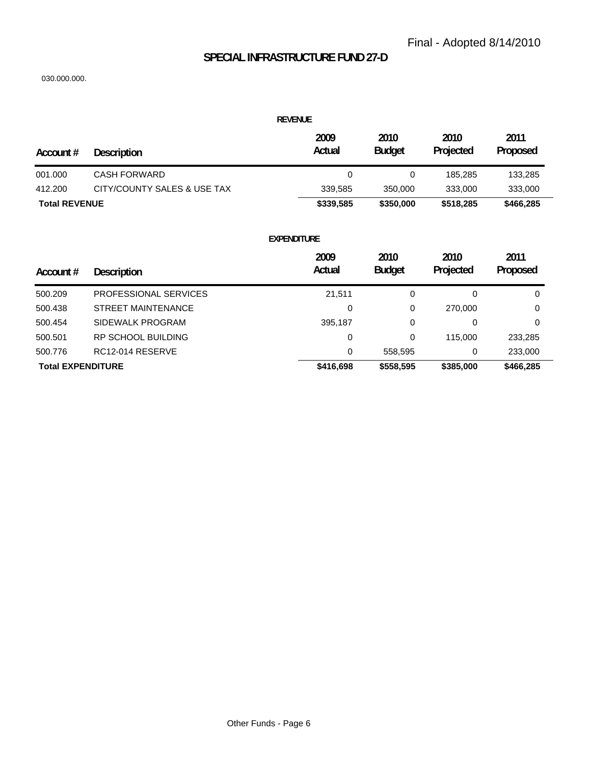Final - Adopted 8/14/2010

# SPECIAL INFRASTRUCTURE FUND 27-D

030.000.000.

## REVENUE

| Account # | Description | 2009 Actual | 2010 Budget | 2010 Projected | 2011 Proposed |
|---|---|---|---|---|---|
| 001.000 | CASH FORWARD | 0 | 0 | 185,285 | 133,285 |
| 412.200 | CITY/COUNTY SALES & USE TAX | 339,585 | 350,000 | 333,000 | 333,000 |
| **Total REVENUE** | | **$339,585** | **$350,000** | **$518,285** | **$466,285** |

## EXPENDITURE

| Account # | Description | 2009 Actual | 2010 Budget | 2010 Projected | 2011 Proposed |
|---|---|---|---|---|---|
| 500.209 | PROFESSIONAL SERVICES | 21,511 | 0 | 0 | 0 |
| 500.438 | STREET MAINTENANCE | 0 | 0 | 270,000 | 0 |
| 500.454 | SIDEWALK PROGRAM | 395,187 | 0 | 0 | 0 |
| 500.501 | RP SCHOOL BUILDING | 0 | 0 | 115,000 | 233,285 |
| 500.776 | RC12-014 RESERVE | 0 | 558,595 | 0 | 233,000 |
| **Total EXPENDITURE** | | **$416,698** | **$558,595** | **$385,000** | **$466,285** |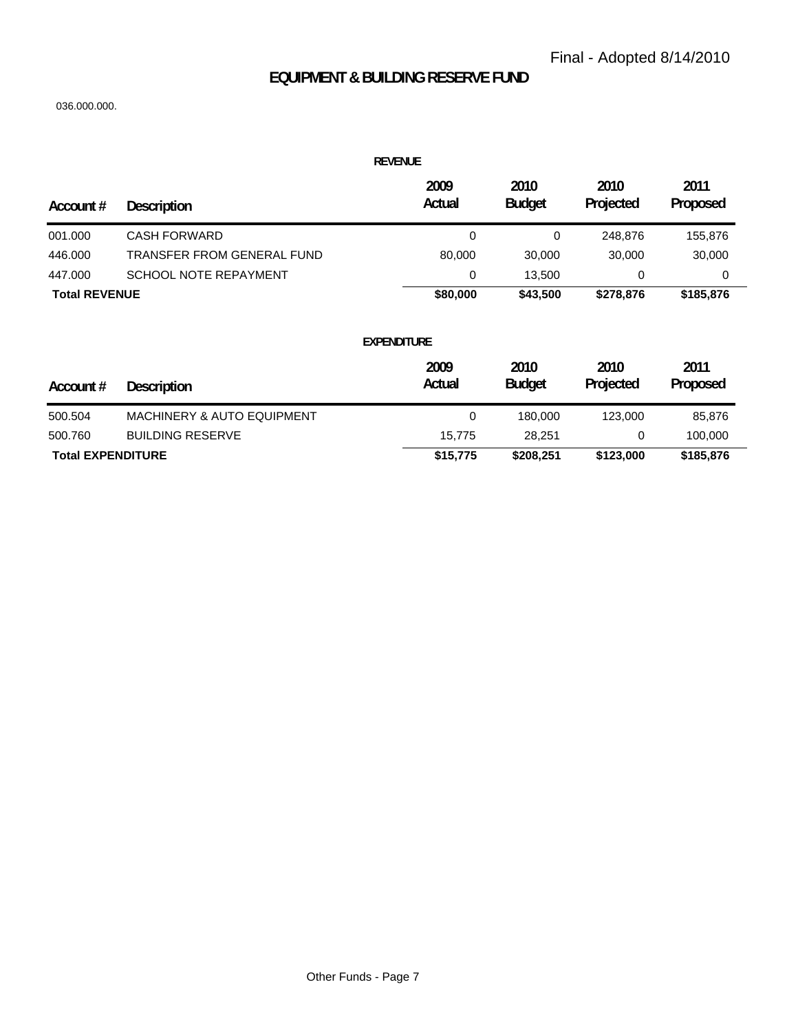Final - Adopted 8/14/2010

# EQUIPMENT & BUILDING RESERVE FUND

036.000.000.

## REVENUE

| Account # | Description | 2009 Actual | 2010 Budget | 2010 Projected | 2011 Proposed |
|---|---|---|---|---|---|
| 001.000 | CASH FORWARD | 0 | 0 | 248,876 | 155,876 |
| 446.000 | TRANSFER FROM GENERAL FUND | 80,000 | 30,000 | 30,000 | 30,000 |
| 447.000 | SCHOOL NOTE REPAYMENT | 0 | 13,500 | 0 | 0 |
| **Total REVENUE** | | **$80,000** | **$43,500** | **$278,876** | **$185,876** |

## EXPENDITURE

| Account # | Description | 2009 Actual | 2010 Budget | 2010 Projected | 2011 Proposed |
|---|---|---|---|---|---|
| 500.504 | MACHINERY & AUTO EQUIPMENT | 0 | 180,000 | 123,000 | 85,876 |
| 500.760 | BUILDING RESERVE | 15,775 | 28,251 | 0 | 100,000 |
| **Total EXPENDITURE** | | **$15,775** | **$208,251** | **$123,000** | **$185,876** |

Other Funds - Page 7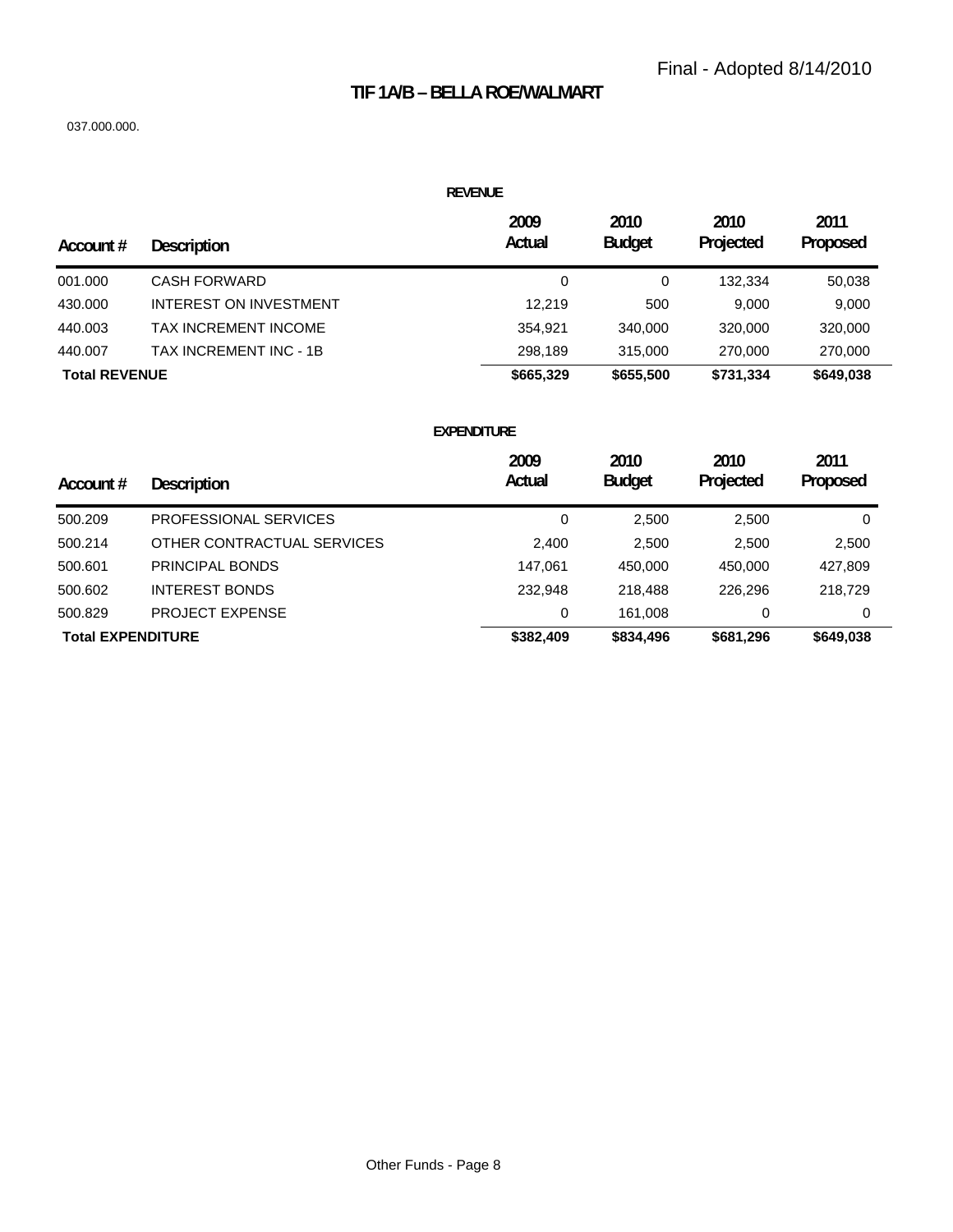Final - Adopted 8/14/2010

# TIF 1A/B – BELLA ROE/WALMART

037.000.000.

## REVENUE

| Account # | Description | 2009 Actual | 2010 Budget | 2010 Projected | 2011 Proposed |
|---|---|---|---|---|---|
| 001.000 | CASH FORWARD | 0 | 0 | 132,334 | 50,038 |
| 430.000 | INTEREST ON INVESTMENT | 12,219 | 500 | 9,000 | 9,000 |
| 440.003 | TAX INCREMENT INCOME | 354,921 | 340,000 | 320,000 | 320,000 |
| 440.007 | TAX INCREMENT INC - 1B | 298,189 | 315,000 | 270,000 | 270,000 |
| **Total REVENUE** | | **$665,329** | **$655,500** | **$731,334** | **$649,038** |

## EXPENDITURE

| Account # | Description | 2009 Actual | 2010 Budget | 2010 Projected | 2011 Proposed |
|---|---|---|---|---|---|
| 500.209 | PROFESSIONAL SERVICES | 0 | 2,500 | 2,500 | 0 |
| 500.214 | OTHER CONTRACTUAL SERVICES | 2,400 | 2,500 | 2,500 | 2,500 |
| 500.601 | PRINCIPAL BONDS | 147,061 | 450,000 | 450,000 | 427,809 |
| 500.602 | INTEREST BONDS | 232,948 | 218,488 | 226,296 | 218,729 |
| 500.829 | PROJECT EXPENSE | 0 | 161,008 | 0 | 0 |
| **Total EXPENDITURE** | | **$382,409** | **$834,496** | **$681,296** | **$649,038** |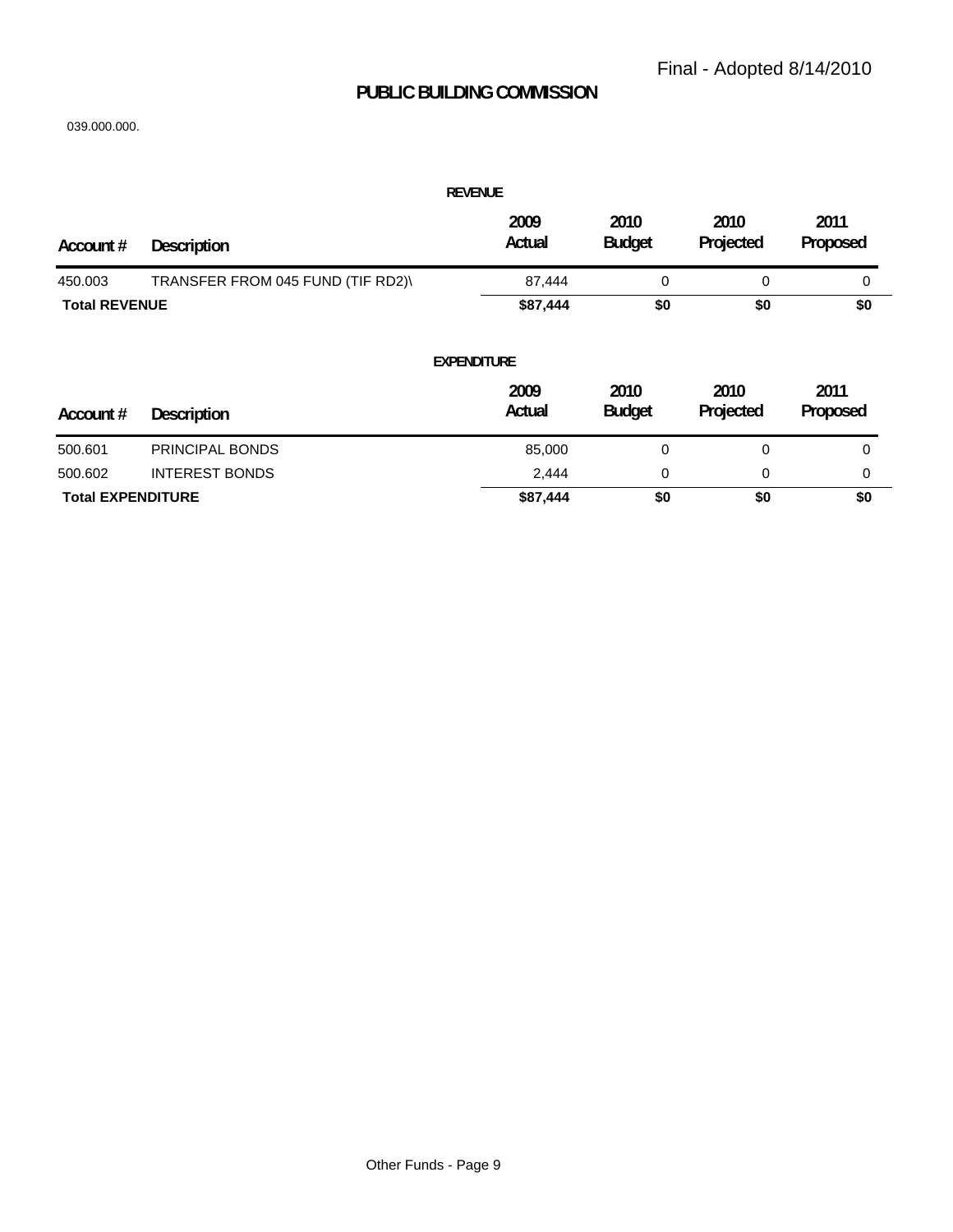Final - Adopted 8/14/2010

# PUBLIC BUILDING COMMISSION

039.000.000.

## REVENUE

| Account # | Description | 2009 Actual | 2010 Budget | 2010 Projected | 2011 Proposed |
|---|---|---|---|---|---|
| 450.003 | TRANSFER FROM 045 FUND (TIF RD2)\ | 87,444 | 0 | 0 | 0 |
| **Total REVENUE** | | **$87,444** | **$0** | **$0** | **$0** |

## EXPENDITURE

| Account # | Description | 2009 Actual | 2010 Budget | 2010 Projected | 2011 Proposed |
|---|---|---|---|---|---|
| 500.601 | PRINCIPAL BONDS | 85,000 | 0 | 0 | 0 |
| 500.602 | INTEREST BONDS | 2,444 | 0 | 0 | 0 |
| **Total EXPENDITURE** | | **$87,444** | **$0** | **$0** | **$0** |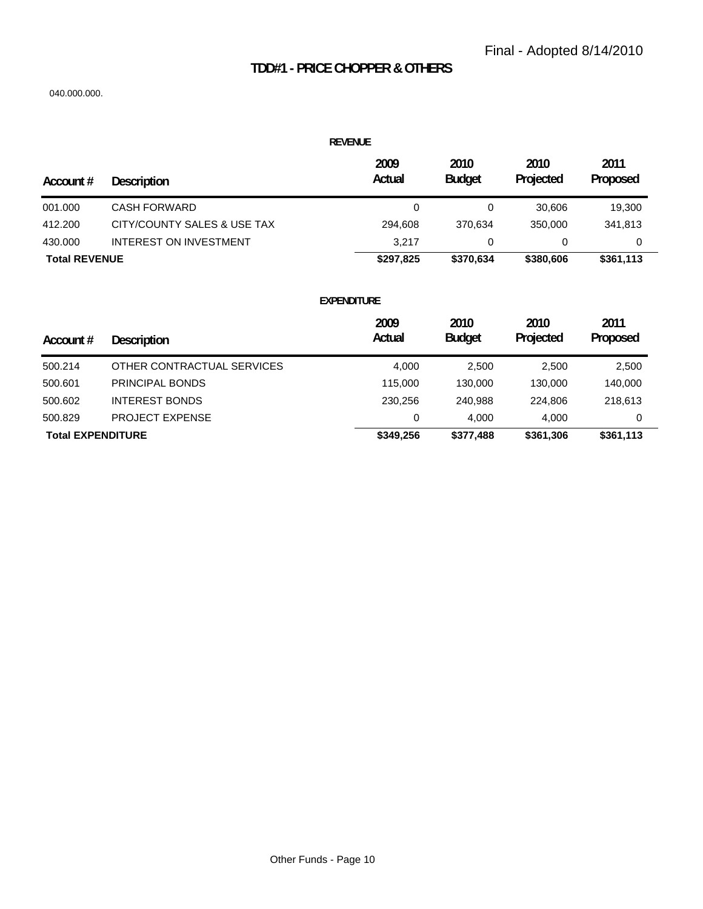Final - Adopted 8/14/2010

# TDD#1 - PRICE CHOPPER & OTHERS

040.000.000.

## REVENUE

| Account # | Description | 2009 Actual | 2010 Budget | 2010 Projected | 2011 Proposed |
|---|---|---|---|---|---|
| 001.000 | CASH FORWARD | 0 | 0 | 30,606 | 19,300 |
| 412.200 | CITY/COUNTY SALES & USE TAX | 294,608 | 370,634 | 350,000 | 341,813 |
| 430.000 | INTEREST ON INVESTMENT | 3,217 | 0 | 0 | 0 |
| **Total REVENUE** | | **$297,825** | **$370,634** | **$380,606** | **$361,113** |

## EXPENDITURE

| Account # | Description | 2009 Actual | 2010 Budget | 2010 Projected | 2011 Proposed |
|---|---|---|---|---|---|
| 500.214 | OTHER CONTRACTUAL SERVICES | 4,000 | 2,500 | 2,500 | 2,500 |
| 500.601 | PRINCIPAL BONDS | 115,000 | 130,000 | 130,000 | 140,000 |
| 500.602 | INTEREST BONDS | 230,256 | 240,988 | 224,806 | 218,613 |
| 500.829 | PROJECT EXPENSE | 0 | 4,000 | 4,000 | 0 |
| **Total EXPENDITURE** | | **$349,256** | **$377,488** | **$361,306** | **$361,113** |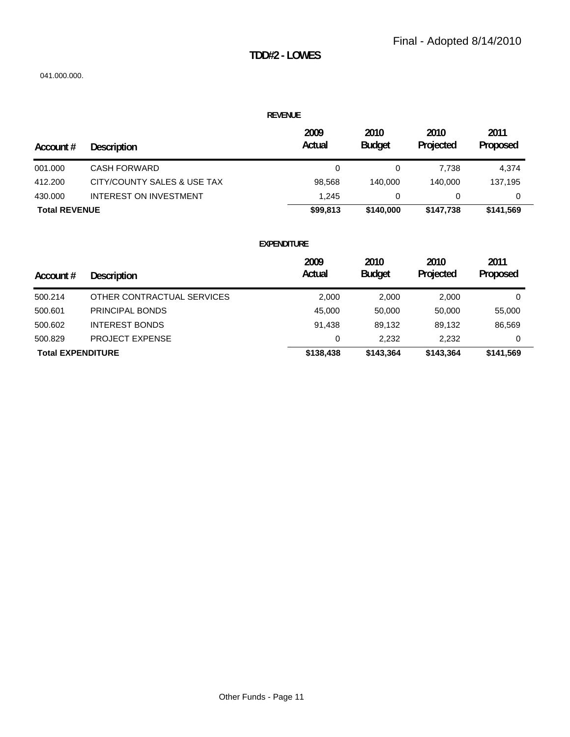Final - Adopted 8/14/2010

# TDD#2 - LOWES

041.000.000.

## REVENUE

| Account # | Description | 2009 Actual | 2010 Budget | 2010 Projected | 2011 Proposed |
|---|---|---|---|---|---|
| 001.000 | CASH FORWARD | 0 | 0 | 7,738 | 4,374 |
| 412.200 | CITY/COUNTY SALES & USE TAX | 98,568 | 140,000 | 140,000 | 137,195 |
| 430.000 | INTEREST ON INVESTMENT | 1,245 | 0 | 0 | 0 |
| **Total REVENUE** | | **$99,813** | **$140,000** | **$147,738** | **$141,569** |

## EXPENDITURE

| Account # | Description | 2009 Actual | 2010 Budget | 2010 Projected | 2011 Proposed |
|---|---|---|---|---|---|
| 500.214 | OTHER CONTRACTUAL SERVICES | 2,000 | 2,000 | 2,000 | 0 |
| 500.601 | PRINCIPAL BONDS | 45,000 | 50,000 | 50,000 | 55,000 |
| 500.602 | INTEREST BONDS | 91,438 | 89,132 | 89,132 | 86,569 |
| 500.829 | PROJECT EXPENSE | 0 | 2,232 | 2,232 | 0 |
| **Total EXPENDITURE** | | **$138,438** | **$143,364** | **$143,364** | **$141,569** |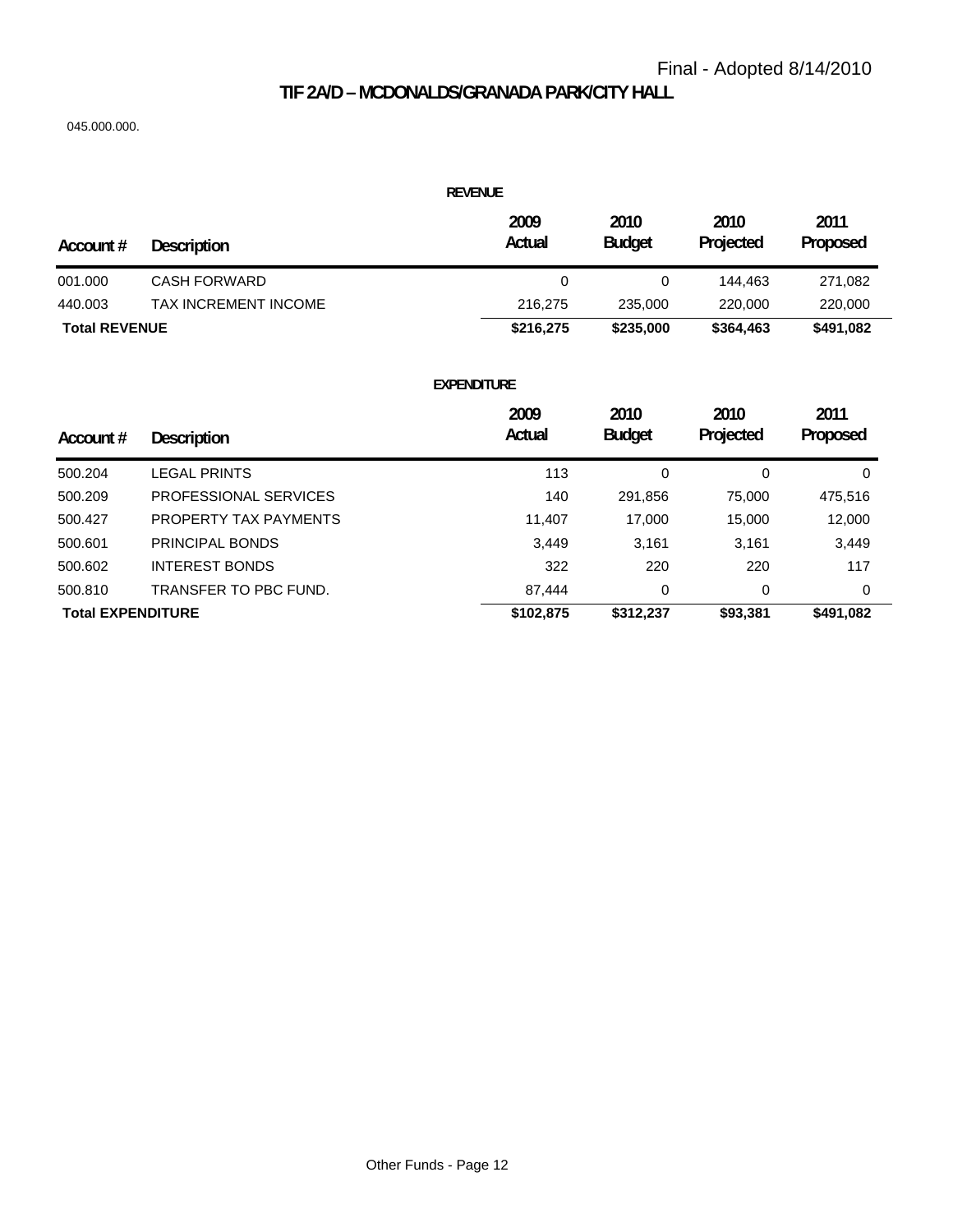Final - Adopted 8/14/2010

# TIF 2A/D – MCDONALDS/GRANADA PARK/CITY HALL

045.000.000.

## REVENUE

| Account # | Description | 2009 Actual | 2010 Budget | 2010 Projected | 2011 Proposed |
|---|---|---|---|---|---|
| 001.000 | CASH FORWARD | 0 | 0 | 144,463 | 271,082 |
| 440.003 | TAX INCREMENT INCOME | 216,275 | 235,000 | 220,000 | 220,000 |
| **Total REVENUE** | | **$216,275** | **$235,000** | **$364,463** | **$491,082** |

## EXPENDITURE

| Account # | Description | 2009 Actual | 2010 Budget | 2010 Projected | 2011 Proposed |
|---|---|---|---|---|---|
| 500.204 | LEGAL PRINTS | 113 | 0 | 0 | 0 |
| 500.209 | PROFESSIONAL SERVICES | 140 | 291,856 | 75,000 | 475,516 |
| 500.427 | PROPERTY TAX PAYMENTS | 11,407 | 17,000 | 15,000 | 12,000 |
| 500.601 | PRINCIPAL BONDS | 3,449 | 3,161 | 3,161 | 3,449 |
| 500.602 | INTEREST BONDS | 322 | 220 | 220 | 117 |
| 500.810 | TRANSFER TO PBC FUND. | 87,444 | 0 | 0 | 0 |
| **Total EXPENDITURE** | | **$102,875** | **$312,237** | **$93,381** | **$491,082** |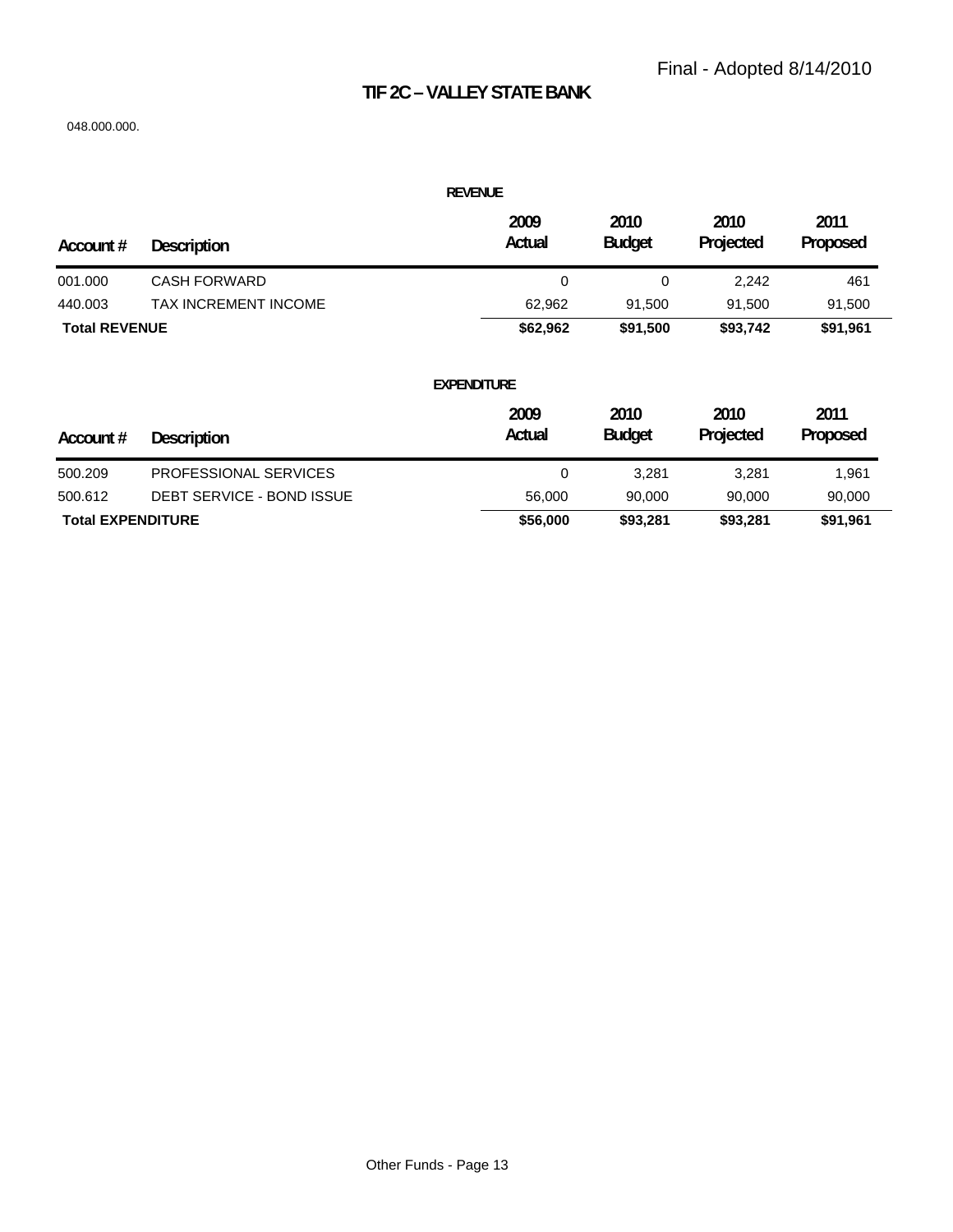Final - Adopted 8/14/2010

# TIF 2C – VALLEY STATE BANK

048.000.000.

## REVENUE

| Account # | Description | 2009 Actual | 2010 Budget | 2010 Projected | 2011 Proposed |
|---|---|---|---|---|---|
| 001.000 | CASH FORWARD | 0 | 0 | 2,242 | 461 |
| 440.003 | TAX INCREMENT INCOME | 62,962 | 91,500 | 91,500 | 91,500 |
| **Total REVENUE** | | **$62,962** | **$91,500** | **$93,742** | **$91,961** |

## EXPENDITURE

| Account # | Description | 2009 Actual | 2010 Budget | 2010 Projected | 2011 Proposed |
|---|---|---|---|---|---|
| 500.209 | PROFESSIONAL SERVICES | 0 | 3,281 | 3,281 | 1,961 |
| 500.612 | DEBT SERVICE - BOND ISSUE | 56,000 | 90,000 | 90,000 | 90,000 |
| **Total EXPENDITURE** | | **$56,000** | **$93,281** | **$93,281** | **$91,961** |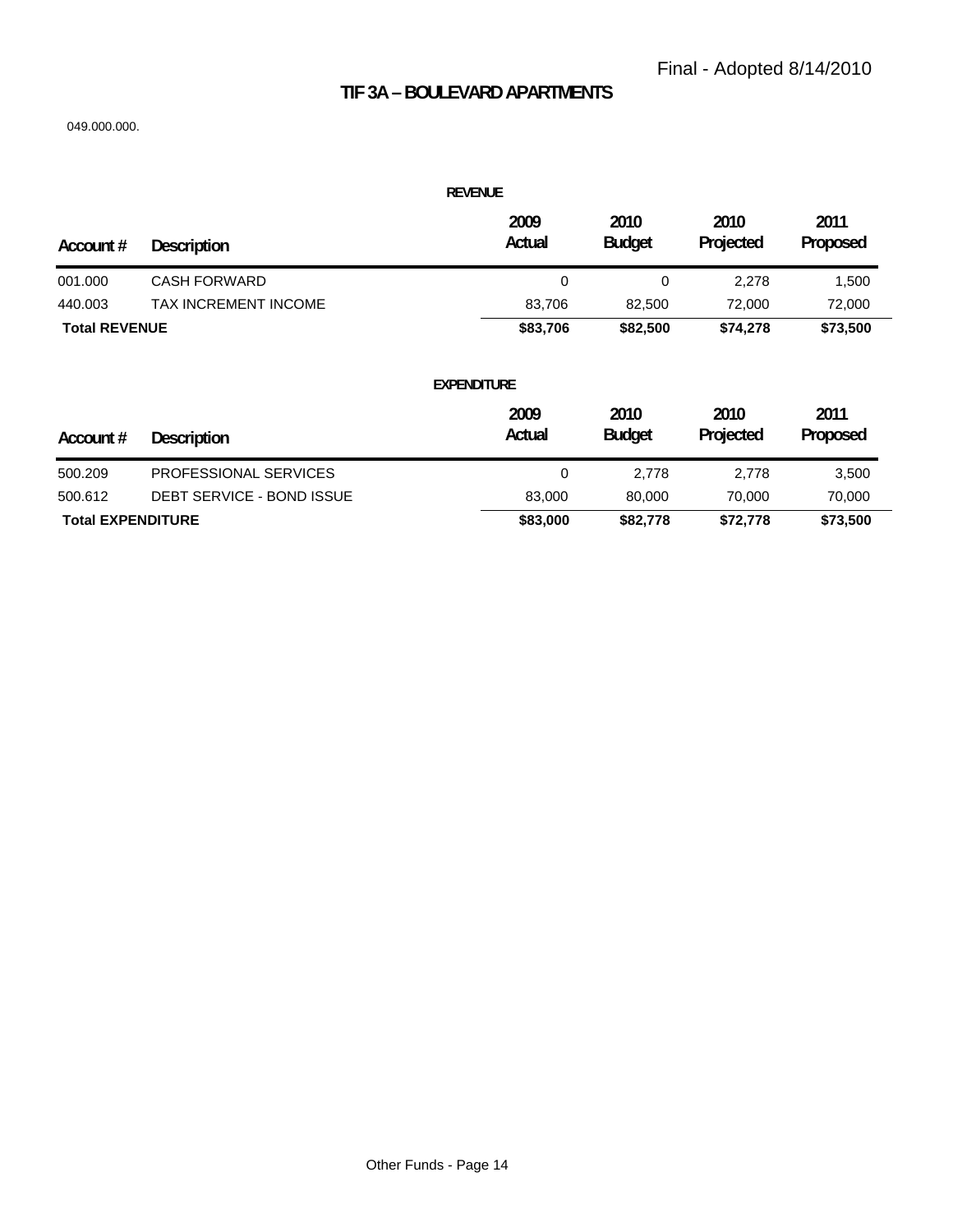Final - Adopted 8/14/2010

# TIF 3A – BOULEVARD APARTMENTS

049.000.000.

**REVENUE**

| Account # | Description | 2009 Actual | 2010 Budget | 2010 Projected | 2011 Proposed |
|---|---|---|---|---|---|
| 001.000 | CASH FORWARD | 0 | 0 | 2,278 | 1,500 |
| 440.003 | TAX INCREMENT INCOME | 83,706 | 82,500 | 72,000 | 72,000 |
| **Total REVENUE** | | **$83,706** | **$82,500** | **$74,278** | **$73,500** |

**EXPENDITURE**

| Account # | Description | 2009 Actual | 2010 Budget | 2010 Projected | 2011 Proposed |
|---|---|---|---|---|---|
| 500.209 | PROFESSIONAL SERVICES | 0 | 2,778 | 2,778 | 3,500 |
| 500.612 | DEBT SERVICE - BOND ISSUE | 83,000 | 80,000 | 70,000 | 70,000 |
| **Total EXPENDITURE** | | **$83,000** | **$82,778** | **$72,778** | **$73,500** |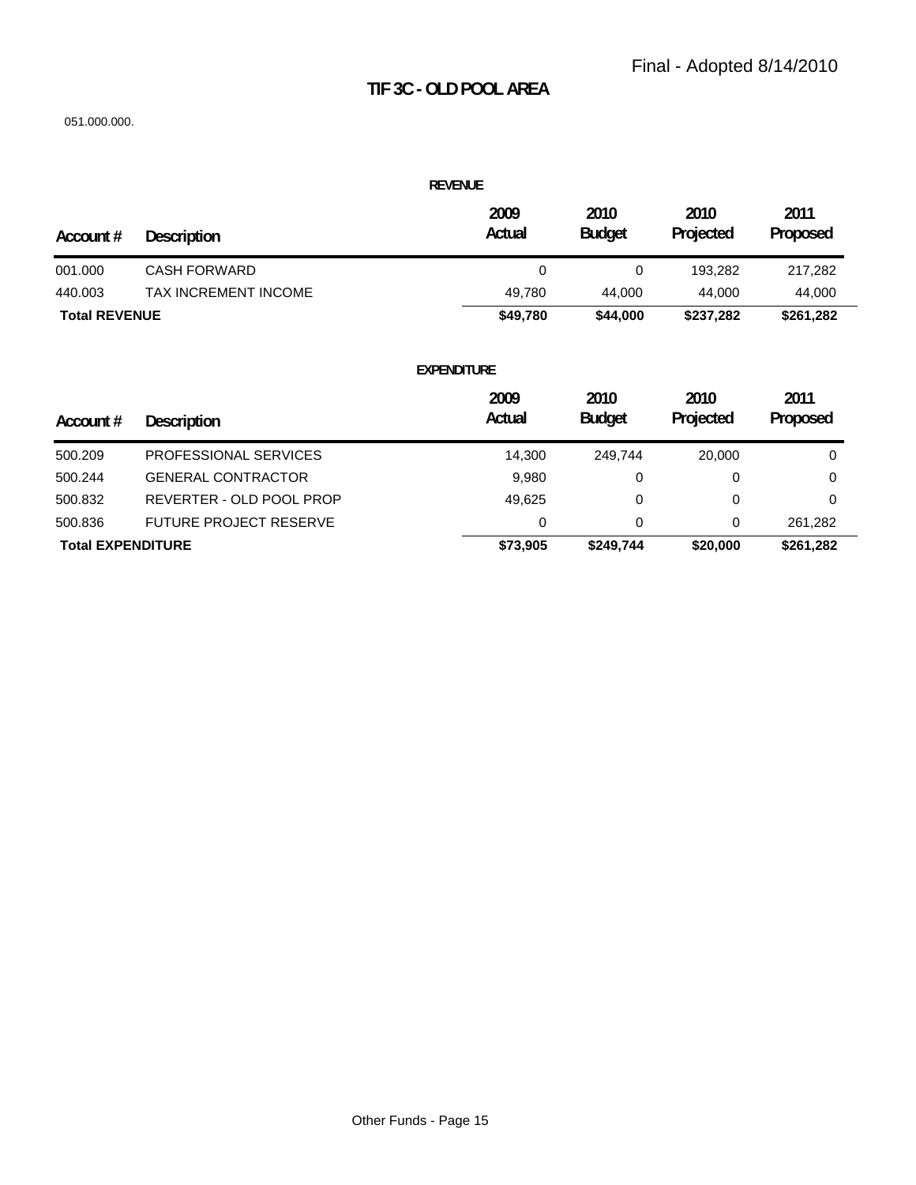Final - Adopted 8/14/2010

# TIF 3C - OLD POOL AREA

051.000.000.

## REVENUE

| Account # | Description | 2009 Actual | 2010 Budget | 2010 Projected | 2011 Proposed |
|---|---|---|---|---|---|
| 001.000 | CASH FORWARD | 0 | 0 | 193,282 | 217,282 |
| 440.003 | TAX INCREMENT INCOME | 49,780 | 44,000 | 44,000 | 44,000 |
| **Total REVENUE** | | **$49,780** | **$44,000** | **$237,282** | **$261,282** |

## EXPENDITURE

| Account # | Description | 2009 Actual | 2010 Budget | 2010 Projected | 2011 Proposed |
|---|---|---|---|---|---|
| 500.209 | PROFESSIONAL SERVICES | 14,300 | 249,744 | 20,000 | 0 |
| 500.244 | GENERAL CONTRACTOR | 9,980 | 0 | 0 | 0 |
| 500.832 | REVERTER - OLD POOL PROP | 49,625 | 0 | 0 | 0 |
| 500.836 | FUTURE PROJECT RESERVE | 0 | 0 | 0 | 261,282 |
| **Total EXPENDITURE** | | **$73,905** | **$249,744** | **$20,000** | **$261,282** |

Other Funds - Page 15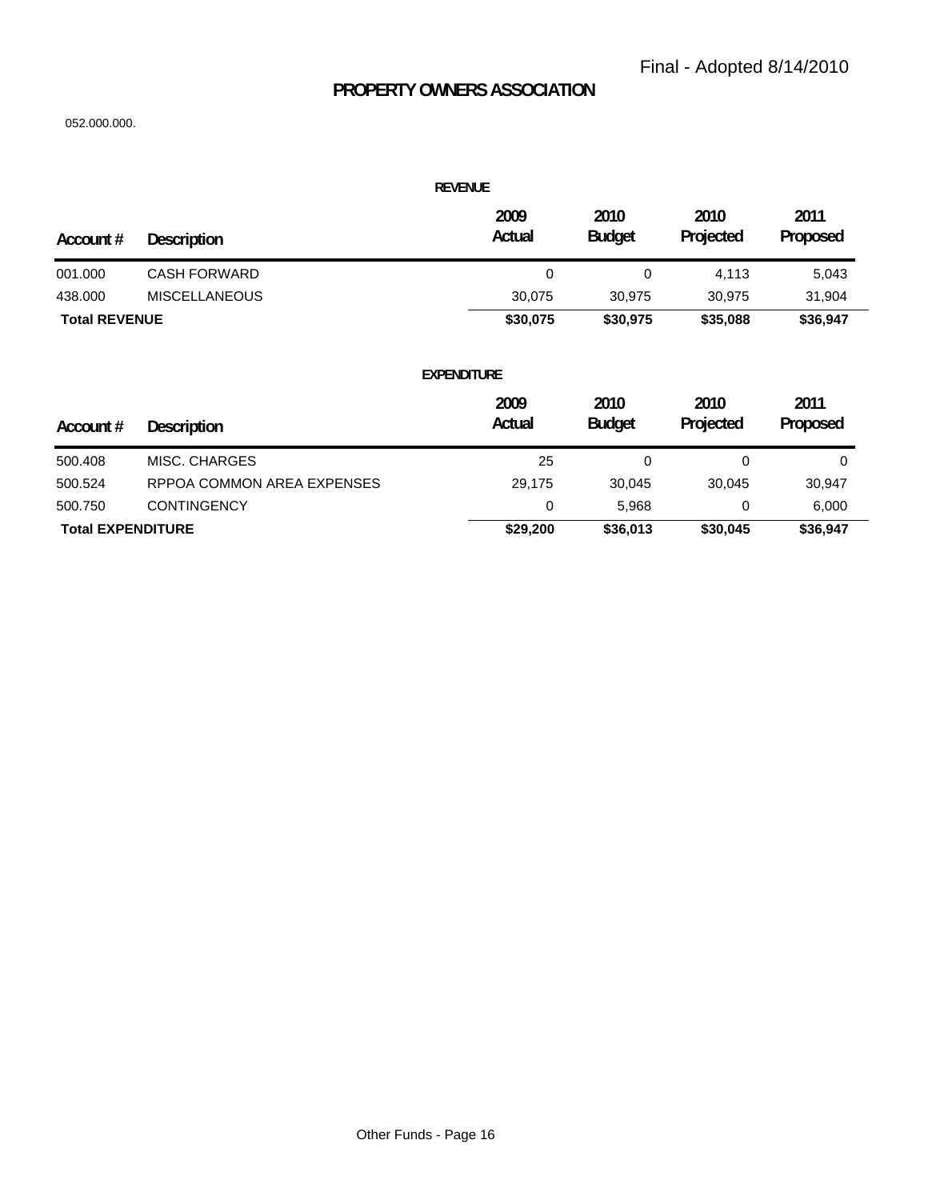Final - Adopted 8/14/2010

# PROPERTY OWNERS ASSOCIATION

052.000.000.

## REVENUE

| Account # | Description | 2009 Actual | 2010 Budget | 2010 Projected | 2011 Proposed |
|---|---|---|---|---|---|
| 001.000 | CASH FORWARD | 0 | 0 | 4,113 | 5,043 |
| 438.000 | MISCELLANEOUS | 30,075 | 30,975 | 30,975 | 31,904 |
| **Total REVENUE** | | **$30,075** | **$30,975** | **$35,088** | **$36,947** |

## EXPENDITURE

| Account # | Description | 2009 Actual | 2010 Budget | 2010 Projected | 2011 Proposed |
|---|---|---|---|---|---|
| 500.408 | MISC. CHARGES | 25 | 0 | 0 | 0 |
| 500.524 | RPPOA COMMON AREA EXPENSES | 29,175 | 30,045 | 30,045 | 30,947 |
| 500.750 | CONTINGENCY | 0 | 5,968 | 0 | 6,000 |
| **Total EXPENDITURE** | | **$29,200** | **$36,013** | **$30,045** | **$36,947** |